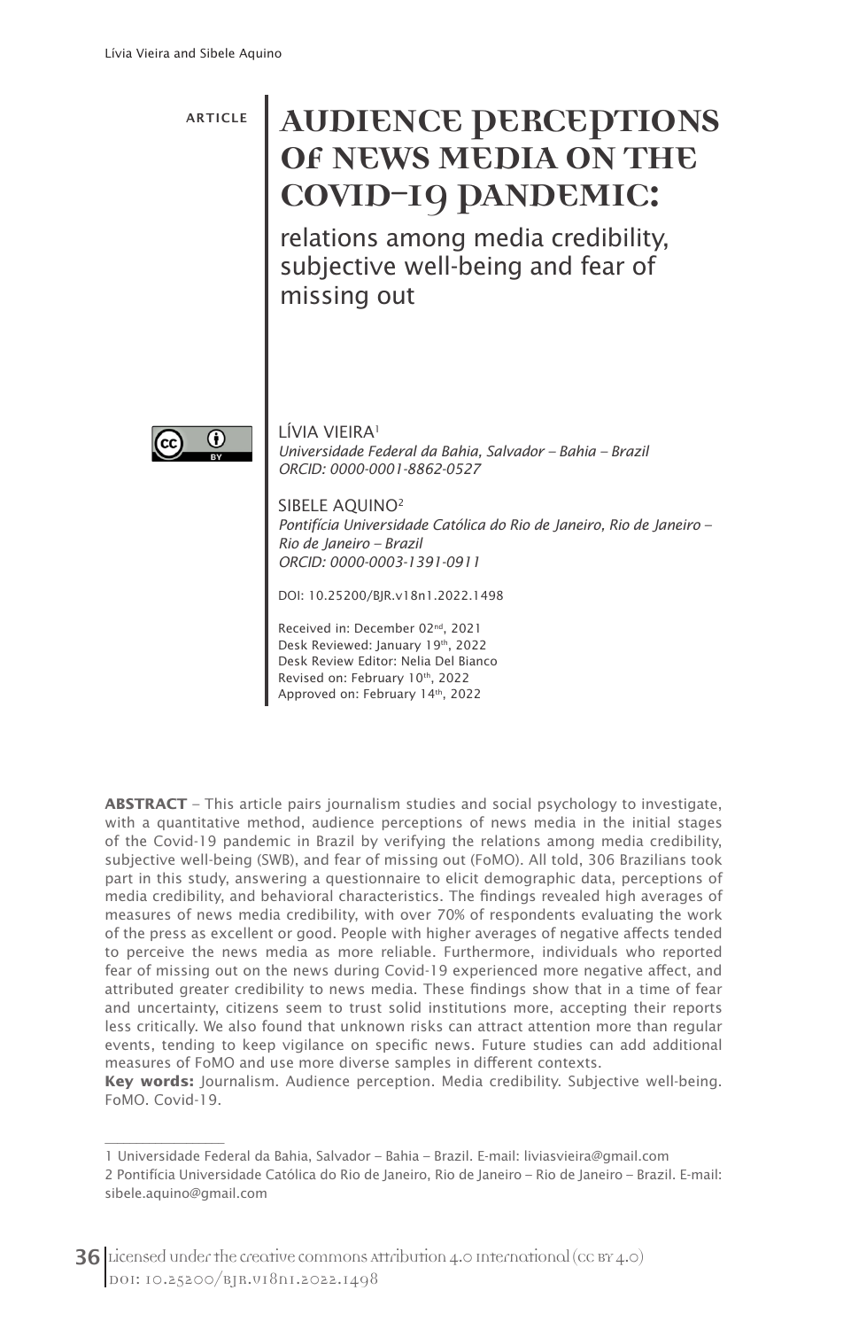ARTICLE

# AUDIENCE PERCEPTIONS OF NEWS MEDIA ON THE COVID-19 PANDEMIC:

## relations among media credibility, subjective well-being and fear of missing out

LÍVIA VIEIRA[1]
*Universidade Federal da Bahia, Salvador – Bahia – Brazil*
*ORCID: 0000-0001-8862-0527*

SIBELE AQUINO[2]
*Pontifícia Universidade Católica do Rio de Janeiro, Rio de Janeiro – Rio de Janeiro – Brazil*
*ORCID: 0000-0003-1391-0911*

DOI: 10.25200/BJR.v18n1.2022.1498

Received in: December 02nd, 2021
Desk Reviewed: January 19th, 2022
Desk Review Editor: Nelia Del Bianco
Revised on: February 10th, 2022
Approved on: February 14th, 2022

**ABSTRACT** – This article pairs journalism studies and social psychology to investigate, with a quantitative method, audience perceptions of news media in the initial stages of the Covid-19 pandemic in Brazil by verifying the relations among media credibility, subjective well-being (SWB), and fear of missing out (FoMO). All told, 306 Brazilians took part in this study, answering a questionnaire to elicit demographic data, perceptions of media credibility, and behavioral characteristics. The findings revealed high averages of measures of news media credibility, with over 70% of respondents evaluating the work of the press as excellent or good. People with higher averages of negative affects tended to perceive the news media as more reliable. Furthermore, individuals who reported fear of missing out on the news during Covid-19 experienced more negative affect, and attributed greater credibility to news media. These findings show that in a time of fear and uncertainty, citizens seem to trust solid institutions more, accepting their reports less critically. We also found that unknown risks can attract attention more than regular events, tending to keep vigilance on specific news. Future studies can add additional measures of FoMO and use more diverse samples in different contexts.

**Key words:** Journalism. Audience perception. Media credibility. Subjective well-being. FoMO. Covid-19.

---

1 Universidade Federal da Bahia, Salvador – Bahia – Brazil. E-mail: liviasvieira@gmail.com

2 Pontifícia Universidade Católica do Rio de Janeiro, Rio de Janeiro – Rio de Janeiro – Brazil. E-mail: sibele.aquino@gmail.com

Licensed under the creative commons Attribution 4.0 International (CC BY 4.0)
DOI: 10.25200/BJR.v18n1.2022.1498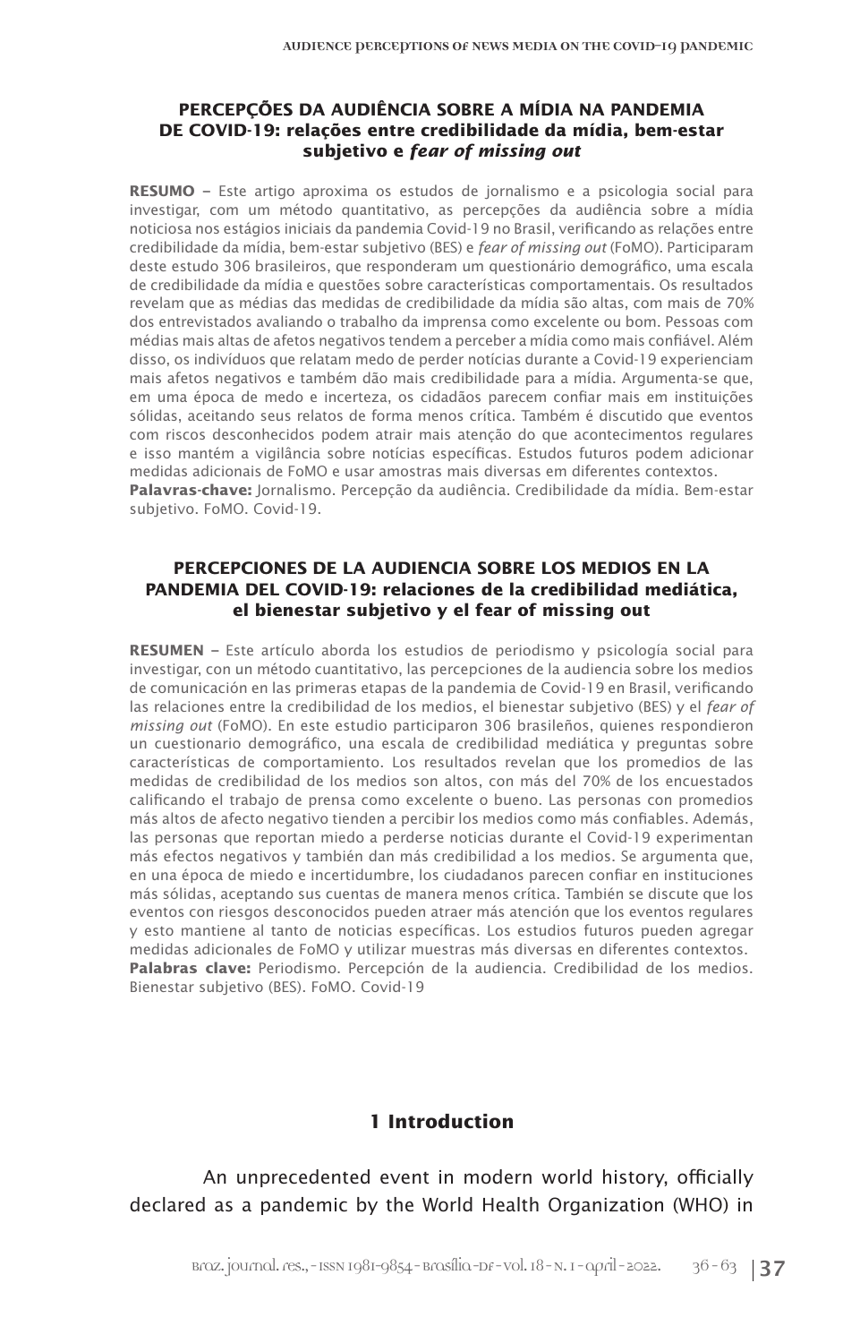**PERCEPÇÕES DA AUDIÊNCIA SOBRE A MÍDIA NA PANDEMIA DE COVID-19: relações entre credibilidade da mídia, bem-estar subjetivo e *fear of missing out***

**RESUMO –** Este artigo aproxima os estudos de jornalismo e a psicologia social para investigar, com um método quantitativo, as percepções da audiência sobre a mídia noticiosa nos estágios iniciais da pandemia Covid-19 no Brasil, verificando as relações entre credibilidade da mídia, bem-estar subjetivo (BES) e *fear of missing out* (FoMO). Participaram deste estudo 306 brasileiros, que responderam um questionário demográfico, uma escala de credibilidade da mídia e questões sobre características comportamentais. Os resultados revelam que as médias das medidas de credibilidade da mídia são altas, com mais de 70% dos entrevistados avaliando o trabalho da imprensa como excelente ou bom. Pessoas com médias mais altas de afetos negativos tendem a perceber a mídia como mais confiável. Além disso, os indivíduos que relatam medo de perder notícias durante a Covid-19 experienciam mais afetos negativos e também dão mais credibilidade para a mídia. Argumenta-se que, em uma época de medo e incerteza, os cidadãos parecem confiar mais em instituições sólidas, aceitando seus relatos de forma menos crítica. Também é discutido que eventos com riscos desconhecidos podem atrair mais atenção do que acontecimentos regulares e isso mantém a vigilância sobre notícias específicas. Estudos futuros podem adicionar medidas adicionais de FoMO e usar amostras mais diversas em diferentes contextos.

**Palavras-chave:** Jornalismo. Percepção da audiência. Credibilidade da mídia. Bem-estar subjetivo. FoMO. Covid-19.

**PERCEPCIONES DE LA AUDIENCIA SOBRE LOS MEDIOS EN LA PANDEMIA DEL COVID-19: relaciones de la credibilidad mediática, el bienestar subjetivo y el fear of missing out**

**RESUMEN –** Este artículo aborda los estudios de periodismo y psicología social para investigar, con un método cuantitativo, las percepciones de la audiencia sobre los medios de comunicación en las primeras etapas de la pandemia de Covid-19 en Brasil, verificando las relaciones entre la credibilidad de los medios, el bienestar subjetivo (BES) y el *fear of missing out* (FoMO). En este estudio participaron 306 brasileños, quienes respondieron un cuestionario demográfico, una escala de credibilidad mediática y preguntas sobre características de comportamiento. Los resultados revelan que los promedios de las medidas de credibilidad de los medios son altos, con más del 70% de los encuestados calificando el trabajo de prensa como excelente o bueno. Las personas con promedios más altos de afecto negativo tienden a percibir los medios como más confiables. Además, las personas que reportan miedo a perderse noticias durante el Covid-19 experimentan más efectos negativos y también dan más credibilidad a los medios. Se argumenta que, en una época de miedo e incertidumbre, los ciudadanos parecen confiar en instituciones más sólidas, aceptando sus cuentas de manera menos crítica. También se discute que los eventos con riesgos desconocidos pueden atraer más atención que los eventos regulares y esto mantiene al tanto de noticias específicas. Los estudios futuros pueden agregar medidas adicionales de FoMO y utilizar muestras más diversas en diferentes contextos.

**Palabras clave:** Periodismo. Percepción de la audiencia. Credibilidad de los medios. Bienestar subjetivo (BES). FoMO. Covid-19

## 1 Introduction

An unprecedented event in modern world history, officially declared as a pandemic by the World Health Organization (WHO) in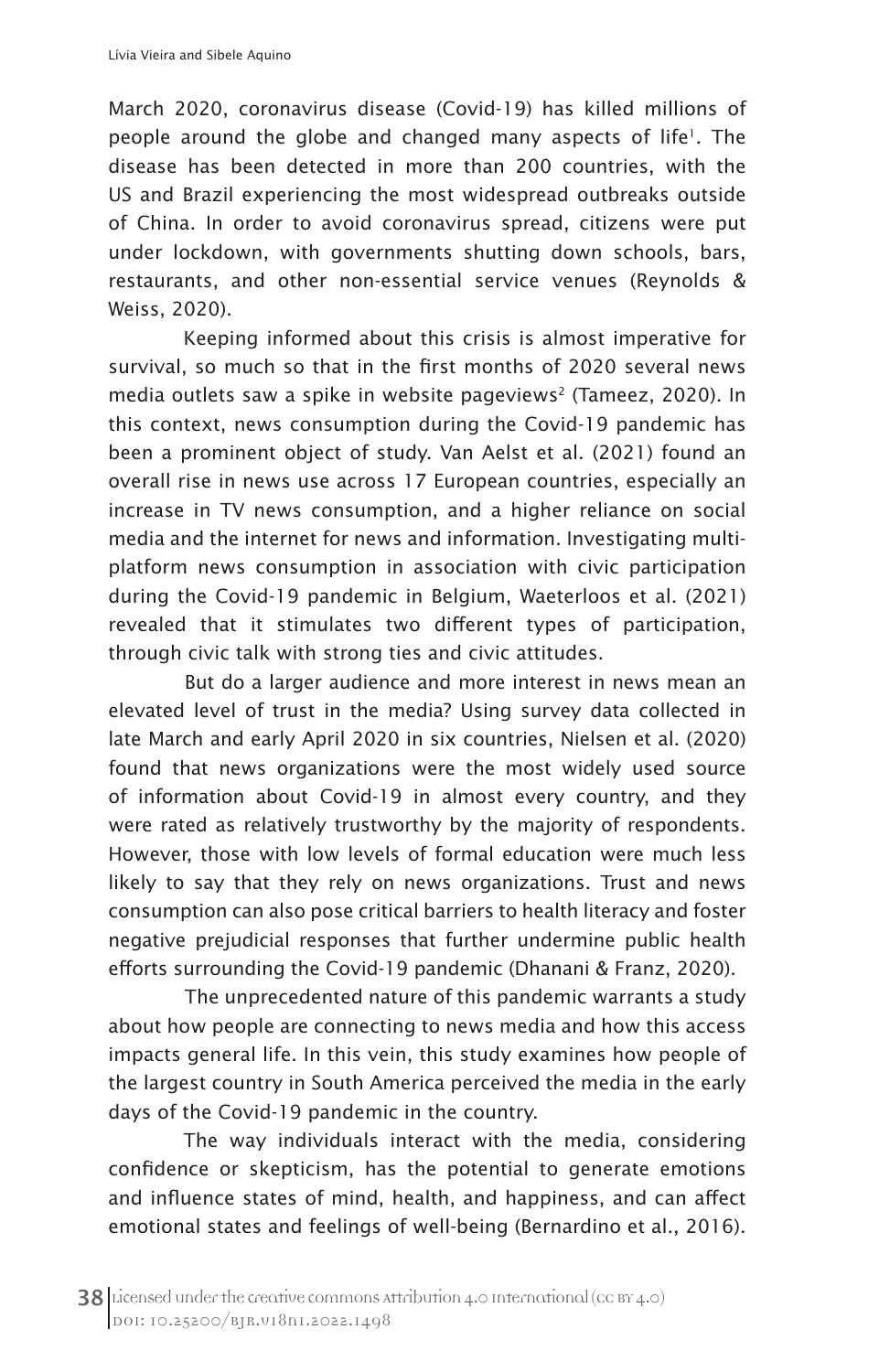March 2020, coronavirus disease (Covid-19) has killed millions of people around the globe and changed many aspects of life[1]. The disease has been detected in more than 200 countries, with the US and Brazil experiencing the most widespread outbreaks outside of China. In order to avoid coronavirus spread, citizens were put under lockdown, with governments shutting down schools, bars, restaurants, and other non-essential service venues (Reynolds & Weiss, 2020).

Keeping informed about this crisis is almost imperative for survival, so much so that in the first months of 2020 several news media outlets saw a spike in website pageviews[2] (Tameez, 2020). In this context, news consumption during the Covid-19 pandemic has been a prominent object of study. Van Aelst et al. (2021) found an overall rise in news use across 17 European countries, especially an increase in TV news consumption, and a higher reliance on social media and the internet for news and information. Investigating multi-platform news consumption in association with civic participation during the Covid-19 pandemic in Belgium, Waeterloos et al. (2021) revealed that it stimulates two different types of participation, through civic talk with strong ties and civic attitudes.

But do a larger audience and more interest in news mean an elevated level of trust in the media? Using survey data collected in late March and early April 2020 in six countries, Nielsen et al. (2020) found that news organizations were the most widely used source of information about Covid-19 in almost every country, and they were rated as relatively trustworthy by the majority of respondents. However, those with low levels of formal education were much less likely to say that they rely on news organizations. Trust and news consumption can also pose critical barriers to health literacy and foster negative prejudicial responses that further undermine public health efforts surrounding the Covid-19 pandemic (Dhanani & Franz, 2020).

The unprecedented nature of this pandemic warrants a study about how people are connecting to news media and how this access impacts general life. In this vein, this study examines how people of the largest country in South America perceived the media in the early days of the Covid-19 pandemic in the country.

The way individuals interact with the media, considering confidence or skepticism, has the potential to generate emotions and influence states of mind, health, and happiness, and can affect emotional states and feelings of well-being (Bernardino et al., 2016).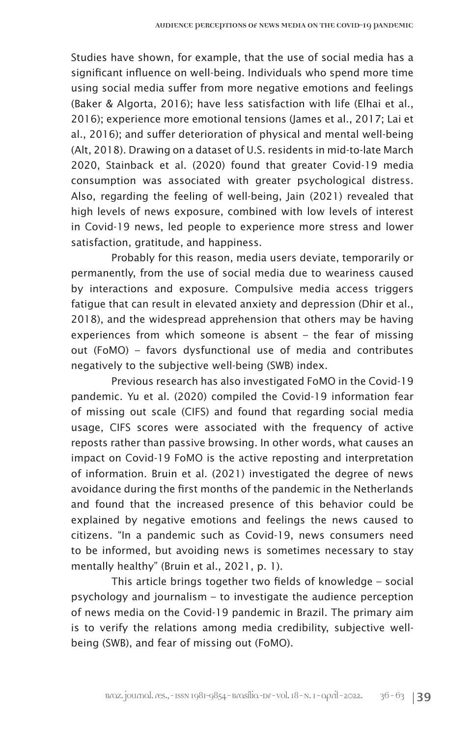Studies have shown, for example, that the use of social media has a significant influence on well-being. Individuals who spend more time using social media suffer from more negative emotions and feelings (Baker & Algorta, 2016); have less satisfaction with life (Elhai et al., 2016); experience more emotional tensions (James et al., 2017; Lai et al., 2016); and suffer deterioration of physical and mental well-being (Alt, 2018). Drawing on a dataset of U.S. residents in mid-to-late March 2020, Stainback et al. (2020) found that greater Covid-19 media consumption was associated with greater psychological distress. Also, regarding the feeling of well-being, Jain (2021) revealed that high levels of news exposure, combined with low levels of interest in Covid-19 news, led people to experience more stress and lower satisfaction, gratitude, and happiness.

Probably for this reason, media users deviate, temporarily or permanently, from the use of social media due to weariness caused by interactions and exposure. Compulsive media access triggers fatigue that can result in elevated anxiety and depression (Dhir et al., 2018), and the widespread apprehension that others may be having experiences from which someone is absent – the fear of missing out (FoMO) – favors dysfunctional use of media and contributes negatively to the subjective well-being (SWB) index.

Previous research has also investigated FoMO in the Covid-19 pandemic. Yu et al. (2020) compiled the Covid-19 information fear of missing out scale (CIFS) and found that regarding social media usage, CIFS scores were associated with the frequency of active reposts rather than passive browsing. In other words, what causes an impact on Covid-19 FoMO is the active reposting and interpretation of information. Bruin et al. (2021) investigated the degree of news avoidance during the first months of the pandemic in the Netherlands and found that the increased presence of this behavior could be explained by negative emotions and feelings the news caused to citizens. "In a pandemic such as Covid-19, news consumers need to be informed, but avoiding news is sometimes necessary to stay mentally healthy" (Bruin et al., 2021, p. 1).

This article brings together two fields of knowledge – social psychology and journalism – to investigate the audience perception of news media on the Covid-19 pandemic in Brazil. The primary aim is to verify the relations among media credibility, subjective well-being (SWB), and fear of missing out (FoMO).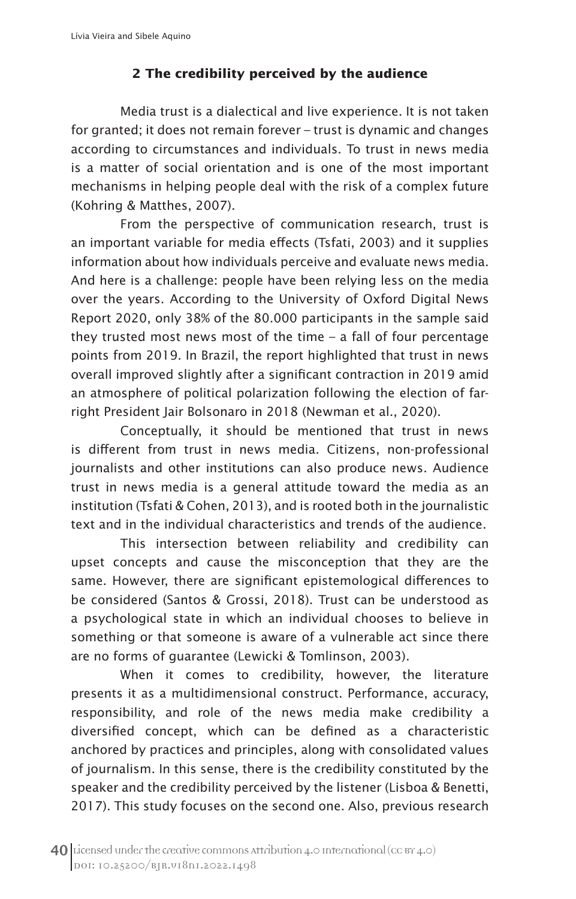## 2 The credibility perceived by the audience

Media trust is a dialectical and live experience. It is not taken for granted; it does not remain forever – trust is dynamic and changes according to circumstances and individuals. To trust in news media is a matter of social orientation and is one of the most important mechanisms in helping people deal with the risk of a complex future (Kohring & Matthes, 2007).

From the perspective of communication research, trust is an important variable for media effects (Tsfati, 2003) and it supplies information about how individuals perceive and evaluate news media. And here is a challenge: people have been relying less on the media over the years. According to the University of Oxford Digital News Report 2020, only 38% of the 80.000 participants in the sample said they trusted most news most of the time – a fall of four percentage points from 2019. In Brazil, the report highlighted that trust in news overall improved slightly after a significant contraction in 2019 amid an atmosphere of political polarization following the election of far-right President Jair Bolsonaro in 2018 (Newman et al., 2020).

Conceptually, it should be mentioned that trust in news is different from trust in news media. Citizens, non-professional journalists and other institutions can also produce news. Audience trust in news media is a general attitude toward the media as an institution (Tsfati & Cohen, 2013), and is rooted both in the journalistic text and in the individual characteristics and trends of the audience.

This intersection between reliability and credibility can upset concepts and cause the misconception that they are the same. However, there are significant epistemological differences to be considered (Santos & Grossi, 2018). Trust can be understood as a psychological state in which an individual chooses to believe in something or that someone is aware of a vulnerable act since there are no forms of guarantee (Lewicki & Tomlinson, 2003).

When it comes to credibility, however, the literature presents it as a multidimensional construct. Performance, accuracy, responsibility, and role of the news media make credibility a diversified concept, which can be defined as a characteristic anchored by practices and principles, along with consolidated values of journalism. In this sense, there is the credibility constituted by the speaker and the credibility perceived by the listener (Lisboa & Benetti, 2017). This study focuses on the second one. Also, previous research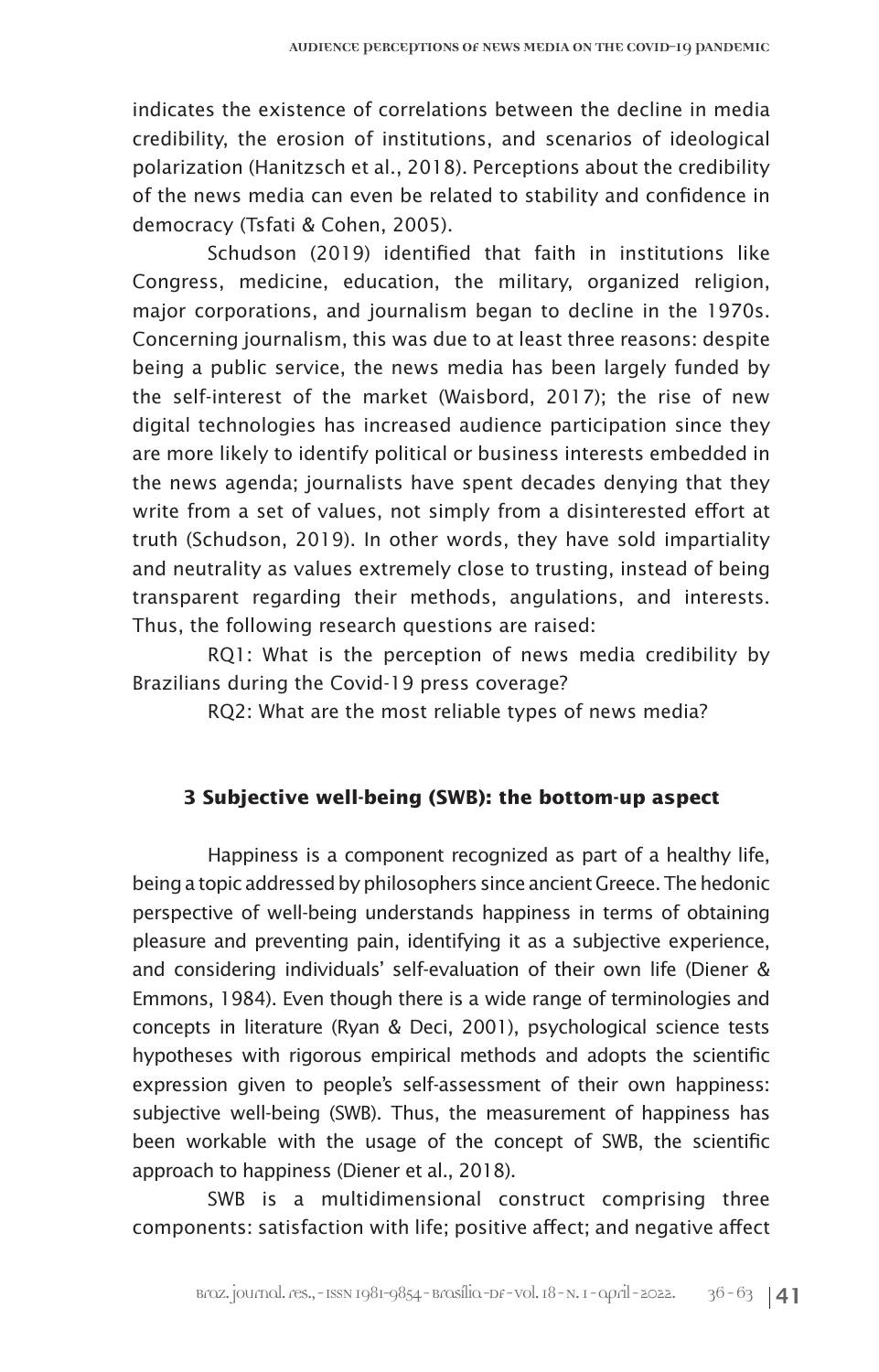indicates the existence of correlations between the decline in media credibility, the erosion of institutions, and scenarios of ideological polarization (Hanitzsch et al., 2018). Perceptions about the credibility of the news media can even be related to stability and confidence in democracy (Tsfati & Cohen, 2005).

Schudson (2019) identified that faith in institutions like Congress, medicine, education, the military, organized religion, major corporations, and journalism began to decline in the 1970s. Concerning journalism, this was due to at least three reasons: despite being a public service, the news media has been largely funded by the self-interest of the market (Waisbord, 2017); the rise of new digital technologies has increased audience participation since they are more likely to identify political or business interests embedded in the news agenda; journalists have spent decades denying that they write from a set of values, not simply from a disinterested effort at truth (Schudson, 2019). In other words, they have sold impartiality and neutrality as values extremely close to trusting, instead of being transparent regarding their methods, angulations, and interests. Thus, the following research questions are raised:

RQ1: What is the perception of news media credibility by Brazilians during the Covid-19 press coverage?

RQ2: What are the most reliable types of news media?

## 3 Subjective well-being (SWB): the bottom-up aspect

Happiness is a component recognized as part of a healthy life, being a topic addressed by philosophers since ancient Greece. The hedonic perspective of well-being understands happiness in terms of obtaining pleasure and preventing pain, identifying it as a subjective experience, and considering individuals' self-evaluation of their own life (Diener & Emmons, 1984). Even though there is a wide range of terminologies and concepts in literature (Ryan & Deci, 2001), psychological science tests hypotheses with rigorous empirical methods and adopts the scientific expression given to people's self-assessment of their own happiness: subjective well-being (SWB). Thus, the measurement of happiness has been workable with the usage of the concept of SWB, the scientific approach to happiness (Diener et al., 2018).

SWB is a multidimensional construct comprising three components: satisfaction with life; positive affect; and negative affect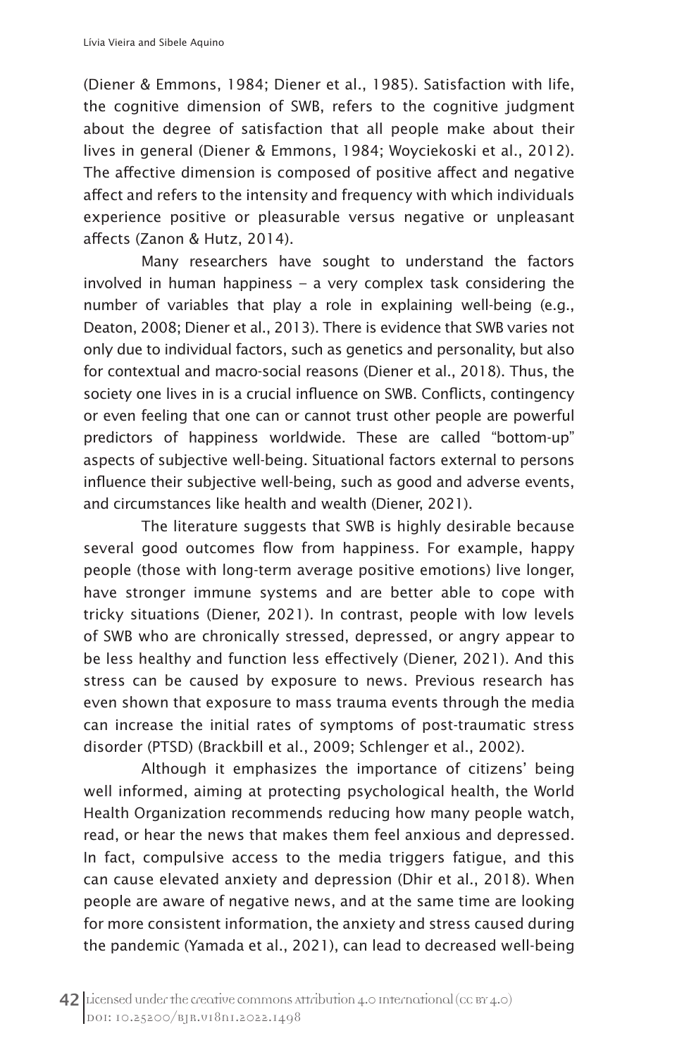(Diener & Emmons, 1984; Diener et al., 1985). Satisfaction with life, the cognitive dimension of SWB, refers to the cognitive judgment about the degree of satisfaction that all people make about their lives in general (Diener & Emmons, 1984; Woyciekoski et al., 2012). The affective dimension is composed of positive affect and negative affect and refers to the intensity and frequency with which individuals experience positive or pleasurable versus negative or unpleasant affects (Zanon & Hutz, 2014).

Many researchers have sought to understand the factors involved in human happiness – a very complex task considering the number of variables that play a role in explaining well-being (e.g., Deaton, 2008; Diener et al., 2013). There is evidence that SWB varies not only due to individual factors, such as genetics and personality, but also for contextual and macro-social reasons (Diener et al., 2018). Thus, the society one lives in is a crucial influence on SWB. Conflicts, contingency or even feeling that one can or cannot trust other people are powerful predictors of happiness worldwide. These are called "bottom-up" aspects of subjective well-being. Situational factors external to persons influence their subjective well-being, such as good and adverse events, and circumstances like health and wealth (Diener, 2021).

The literature suggests that SWB is highly desirable because several good outcomes flow from happiness. For example, happy people (those with long-term average positive emotions) live longer, have stronger immune systems and are better able to cope with tricky situations (Diener, 2021). In contrast, people with low levels of SWB who are chronically stressed, depressed, or angry appear to be less healthy and function less effectively (Diener, 2021). And this stress can be caused by exposure to news. Previous research has even shown that exposure to mass trauma events through the media can increase the initial rates of symptoms of post-traumatic stress disorder (PTSD) (Brackbill et al., 2009; Schlenger et al., 2002).

Although it emphasizes the importance of citizens' being well informed, aiming at protecting psychological health, the World Health Organization recommends reducing how many people watch, read, or hear the news that makes them feel anxious and depressed. In fact, compulsive access to the media triggers fatigue, and this can cause elevated anxiety and depression (Dhir et al., 2018). When people are aware of negative news, and at the same time are looking for more consistent information, the anxiety and stress caused during the pandemic (Yamada et al., 2021), can lead to decreased well-being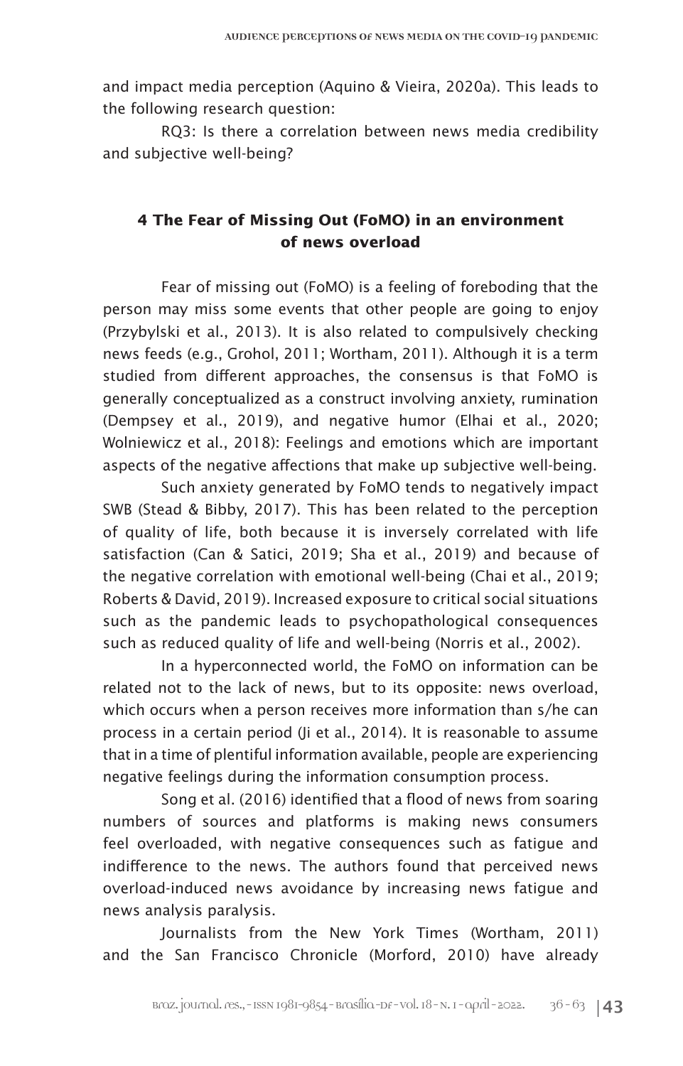and impact media perception (Aquino & Vieira, 2020a). This leads to the following research question:

RQ3: Is there a correlation between news media credibility and subjective well-being?

## 4 The Fear of Missing Out (FoMO) in an environment of news overload

Fear of missing out (FoMO) is a feeling of foreboding that the person may miss some events that other people are going to enjoy (Przybylski et al., 2013). It is also related to compulsively checking news feeds (e.g., Grohol, 2011; Wortham, 2011). Although it is a term studied from different approaches, the consensus is that FoMO is generally conceptualized as a construct involving anxiety, rumination (Dempsey et al., 2019), and negative humor (Elhai et al., 2020; Wolniewicz et al., 2018): Feelings and emotions which are important aspects of the negative affections that make up subjective well-being.

Such anxiety generated by FoMO tends to negatively impact SWB (Stead & Bibby, 2017). This has been related to the perception of quality of life, both because it is inversely correlated with life satisfaction (Can & Satici, 2019; Sha et al., 2019) and because of the negative correlation with emotional well-being (Chai et al., 2019; Roberts & David, 2019). Increased exposure to critical social situations such as the pandemic leads to psychopathological consequences such as reduced quality of life and well-being (Norris et al., 2002).

In a hyperconnected world, the FoMO on information can be related not to the lack of news, but to its opposite: news overload, which occurs when a person receives more information than s/he can process in a certain period (Ji et al., 2014). It is reasonable to assume that in a time of plentiful information available, people are experiencing negative feelings during the information consumption process.

Song et al. (2016) identified that a flood of news from soaring numbers of sources and platforms is making news consumers feel overloaded, with negative consequences such as fatigue and indifference to the news. The authors found that perceived news overload-induced news avoidance by increasing news fatigue and news analysis paralysis.

Journalists from the New York Times (Wortham, 2011) and the San Francisco Chronicle (Morford, 2010) have already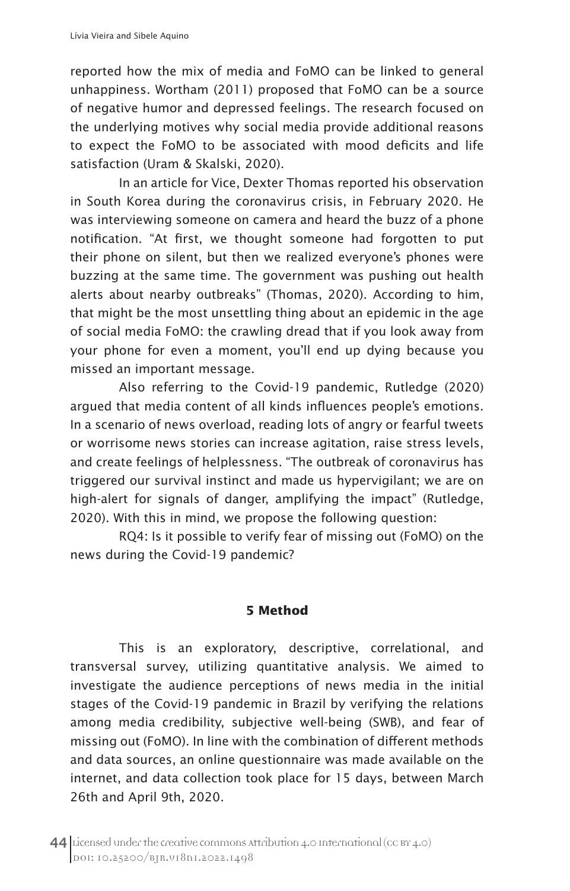reported how the mix of media and FoMO can be linked to general unhappiness. Wortham (2011) proposed that FoMO can be a source of negative humor and depressed feelings. The research focused on the underlying motives why social media provide additional reasons to expect the FoMO to be associated with mood deficits and life satisfaction (Uram & Skalski, 2020).

In an article for Vice, Dexter Thomas reported his observation in South Korea during the coronavirus crisis, in February 2020. He was interviewing someone on camera and heard the buzz of a phone notification. "At first, we thought someone had forgotten to put their phone on silent, but then we realized everyone's phones were buzzing at the same time. The government was pushing out health alerts about nearby outbreaks" (Thomas, 2020). According to him, that might be the most unsettling thing about an epidemic in the age of social media FoMO: the crawling dread that if you look away from your phone for even a moment, you'll end up dying because you missed an important message.

Also referring to the Covid-19 pandemic, Rutledge (2020) argued that media content of all kinds influences people's emotions. In a scenario of news overload, reading lots of angry or fearful tweets or worrisome news stories can increase agitation, raise stress levels, and create feelings of helplessness. "The outbreak of coronavirus has triggered our survival instinct and made us hypervigilant; we are on high-alert for signals of danger, amplifying the impact" (Rutledge, 2020). With this in mind, we propose the following question:

RQ4: Is it possible to verify fear of missing out (FoMO) on the news during the Covid-19 pandemic?

## 5 Method

This is an exploratory, descriptive, correlational, and transversal survey, utilizing quantitative analysis. We aimed to investigate the audience perceptions of news media in the initial stages of the Covid-19 pandemic in Brazil by verifying the relations among media credibility, subjective well-being (SWB), and fear of missing out (FoMO). In line with the combination of different methods and data sources, an online questionnaire was made available on the internet, and data collection took place for 15 days, between March 26th and April 9th, 2020.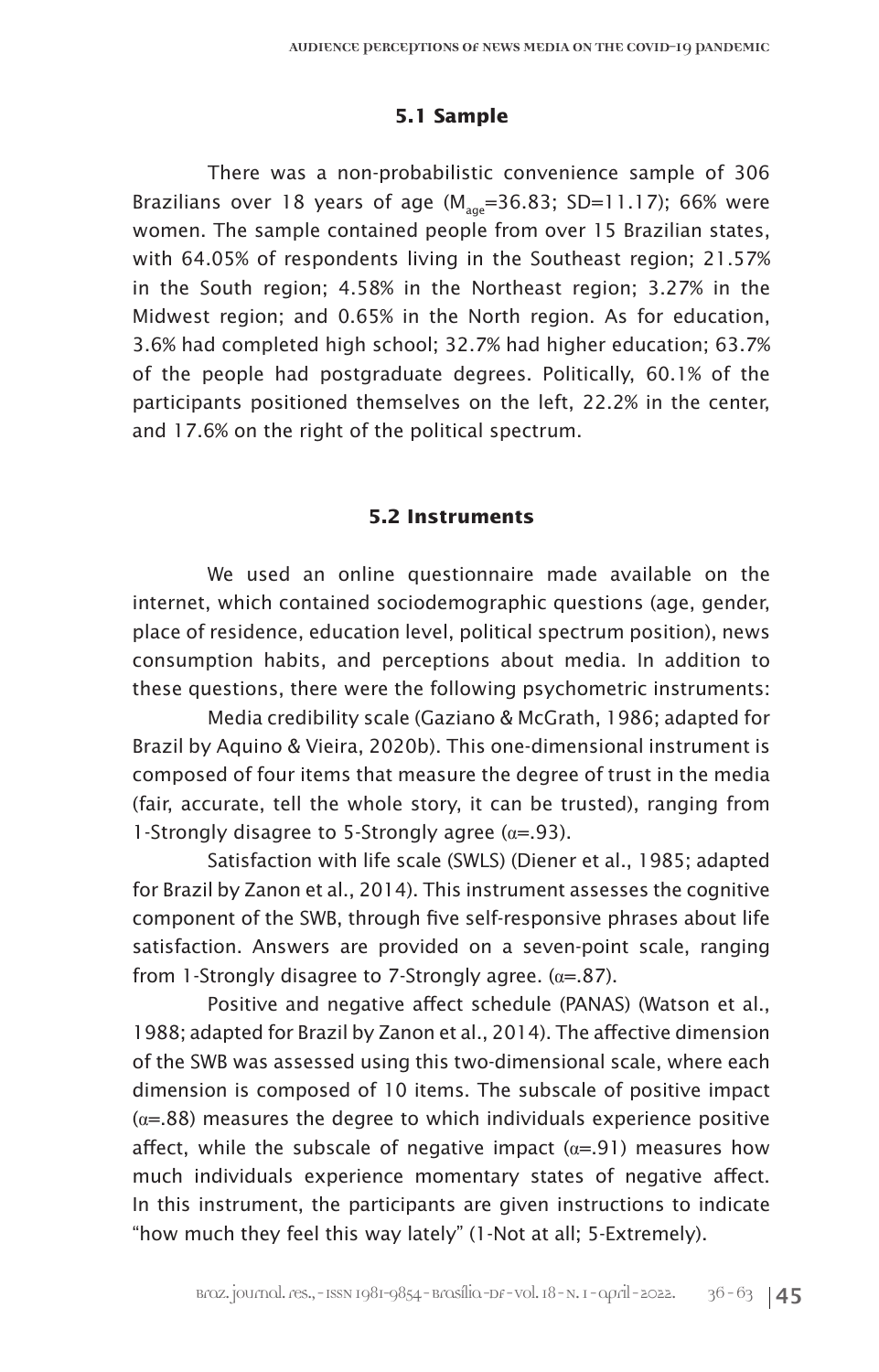### 5.1 Sample

There was a non-probabilistic convenience sample of 306 Brazilians over 18 years of age ($M_{age}$=36.83; SD=11.17); 66% were women. The sample contained people from over 15 Brazilian states, with 64.05% of respondents living in the Southeast region; 21.57% in the South region; 4.58% in the Northeast region; 3.27% in the Midwest region; and 0.65% in the North region. As for education, 3.6% had completed high school; 32.7% had higher education; 63.7% of the people had postgraduate degrees. Politically, 60.1% of the participants positioned themselves on the left, 22.2% in the center, and 17.6% on the right of the political spectrum.

### 5.2 Instruments

We used an online questionnaire made available on the internet, which contained sociodemographic questions (age, gender, place of residence, education level, political spectrum position), news consumption habits, and perceptions about media. In addition to these questions, there were the following psychometric instruments:

Media credibility scale (Gaziano & McGrath, 1986; adapted for Brazil by Aquino & Vieira, 2020b). This one-dimensional instrument is composed of four items that measure the degree of trust in the media (fair, accurate, tell the whole story, it can be trusted), ranging from 1-Strongly disagree to 5-Strongly agree ($\alpha$=.93).

Satisfaction with life scale (SWLS) (Diener et al., 1985; adapted for Brazil by Zanon et al., 2014). This instrument assesses the cognitive component of the SWB, through five self-responsive phrases about life satisfaction. Answers are provided on a seven-point scale, ranging from 1-Strongly disagree to 7-Strongly agree. ($\alpha$=.87).

Positive and negative affect schedule (PANAS) (Watson et al., 1988; adapted for Brazil by Zanon et al., 2014). The affective dimension of the SWB was assessed using this two-dimensional scale, where each dimension is composed of 10 items. The subscale of positive impact ($\alpha$=.88) measures the degree to which individuals experience positive affect, while the subscale of negative impact ($\alpha$=.91) measures how much individuals experience momentary states of negative affect. In this instrument, the participants are given instructions to indicate "how much they feel this way lately" (1-Not at all; 5-Extremely).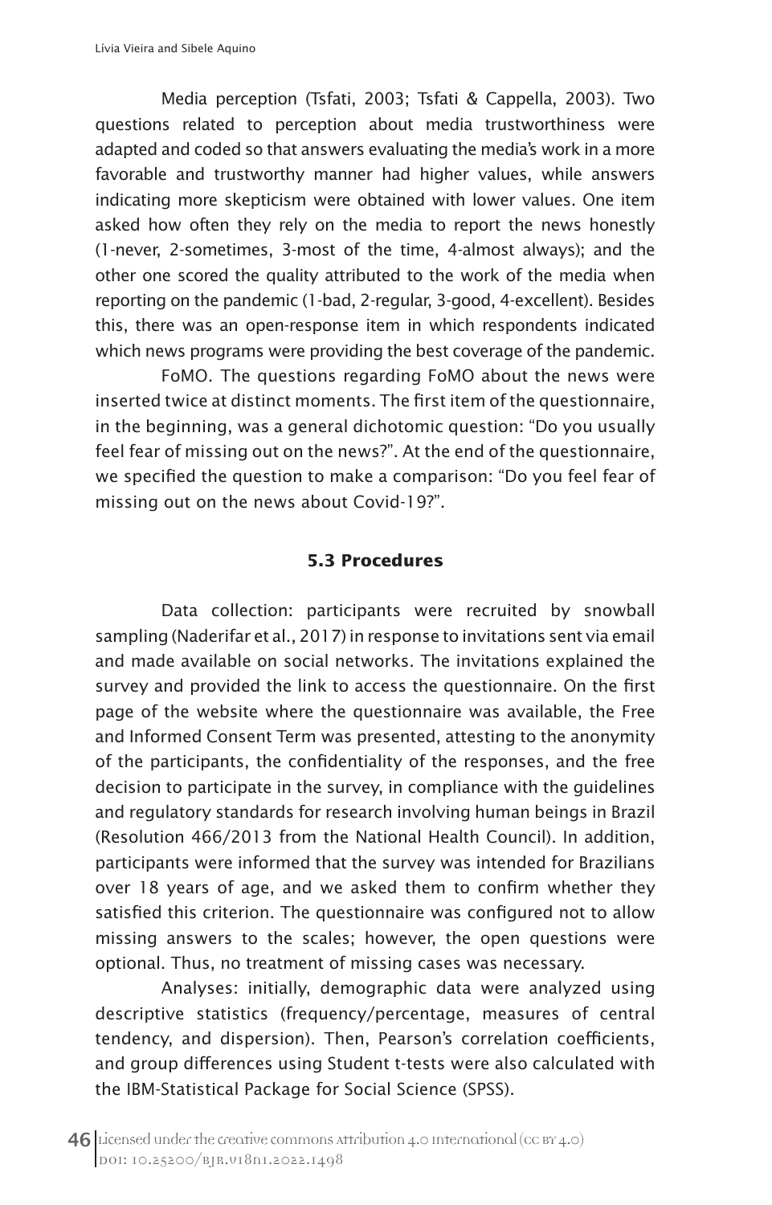Media perception (Tsfati, 2003; Tsfati & Cappella, 2003). Two questions related to perception about media trustworthiness were adapted and coded so that answers evaluating the media's work in a more favorable and trustworthy manner had higher values, while answers indicating more skepticism were obtained with lower values. One item asked how often they rely on the media to report the news honestly (1-never, 2-sometimes, 3-most of the time, 4-almost always); and the other one scored the quality attributed to the work of the media when reporting on the pandemic (1-bad, 2-regular, 3-good, 4-excellent). Besides this, there was an open-response item in which respondents indicated which news programs were providing the best coverage of the pandemic.

FoMO. The questions regarding FoMO about the news were inserted twice at distinct moments. The first item of the questionnaire, in the beginning, was a general dichotomic question: "Do you usually feel fear of missing out on the news?". At the end of the questionnaire, we specified the question to make a comparison: "Do you feel fear of missing out on the news about Covid-19?".

### 5.3 Procedures

Data collection: participants were recruited by snowball sampling (Naderifar et al., 2017) in response to invitations sent via email and made available on social networks. The invitations explained the survey and provided the link to access the questionnaire. On the first page of the website where the questionnaire was available, the Free and Informed Consent Term was presented, attesting to the anonymity of the participants, the confidentiality of the responses, and the free decision to participate in the survey, in compliance with the guidelines and regulatory standards for research involving human beings in Brazil (Resolution 466/2013 from the National Health Council). In addition, participants were informed that the survey was intended for Brazilians over 18 years of age, and we asked them to confirm whether they satisfied this criterion. The questionnaire was configured not to allow missing answers to the scales; however, the open questions were optional. Thus, no treatment of missing cases was necessary.

Analyses: initially, demographic data were analyzed using descriptive statistics (frequency/percentage, measures of central tendency, and dispersion). Then, Pearson's correlation coefficients, and group differences using Student t-tests were also calculated with the IBM-Statistical Package for Social Science (SPSS).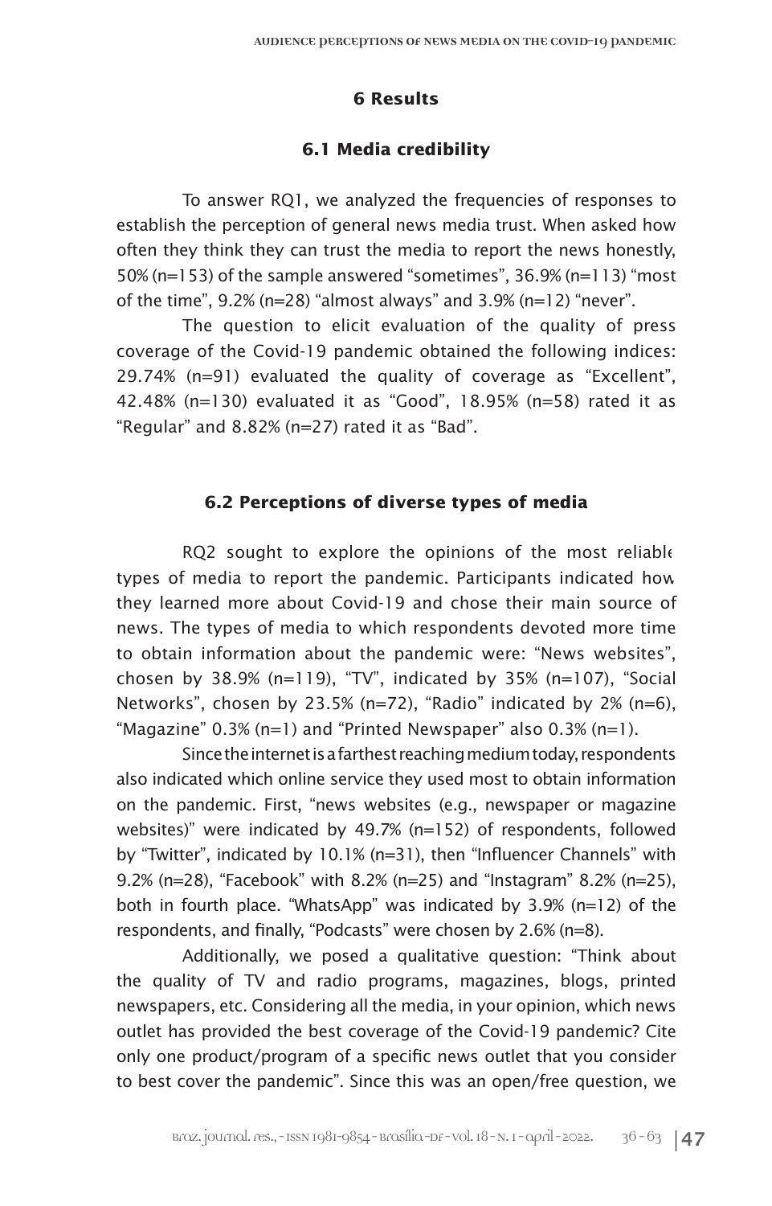## 6 Results

### 6.1 Media credibility

To answer RQ1, we analyzed the frequencies of responses to establish the perception of general news media trust. When asked how often they think they can trust the media to report the news honestly, 50% (n=153) of the sample answered "sometimes", 36.9% (n=113) "most of the time", 9.2% (n=28) "almost always" and 3.9% (n=12) "never".

The question to elicit evaluation of the quality of press coverage of the Covid-19 pandemic obtained the following indices: 29.74% (n=91) evaluated the quality of coverage as "Excellent", 42.48% (n=130) evaluated it as "Good", 18.95% (n=58) rated it as "Regular" and 8.82% (n=27) rated it as "Bad".

### 6.2 Perceptions of diverse types of media

RQ2 sought to explore the opinions of the most reliable types of media to report the pandemic. Participants indicated how they learned more about Covid-19 and chose their main source of news. The types of media to which respondents devoted more time to obtain information about the pandemic were: "News websites", chosen by 38.9% (n=119), "TV", indicated by 35% (n=107), "Social Networks", chosen by 23.5% (n=72), "Radio" indicated by 2% (n=6), "Magazine" 0.3% (n=1) and "Printed Newspaper" also 0.3% (n=1).

Since the internet is a farthest reaching medium today, respondents also indicated which online service they used most to obtain information on the pandemic. First, "news websites (e.g., newspaper or magazine websites)" were indicated by 49.7% (n=152) of respondents, followed by "Twitter", indicated by 10.1% (n=31), then "Influencer Channels" with 9.2% (n=28), "Facebook" with 8.2% (n=25) and "Instagram" 8.2% (n=25), both in fourth place. "WhatsApp" was indicated by 3.9% (n=12) of the respondents, and finally, "Podcasts" were chosen by 2.6% (n=8).

Additionally, we posed a qualitative question: "Think about the quality of TV and radio programs, magazines, blogs, printed newspapers, etc. Considering all the media, in your opinion, which news outlet has provided the best coverage of the Covid-19 pandemic? Cite only one product/program of a specific news outlet that you consider to best cover the pandemic". Since this was an open/free question, we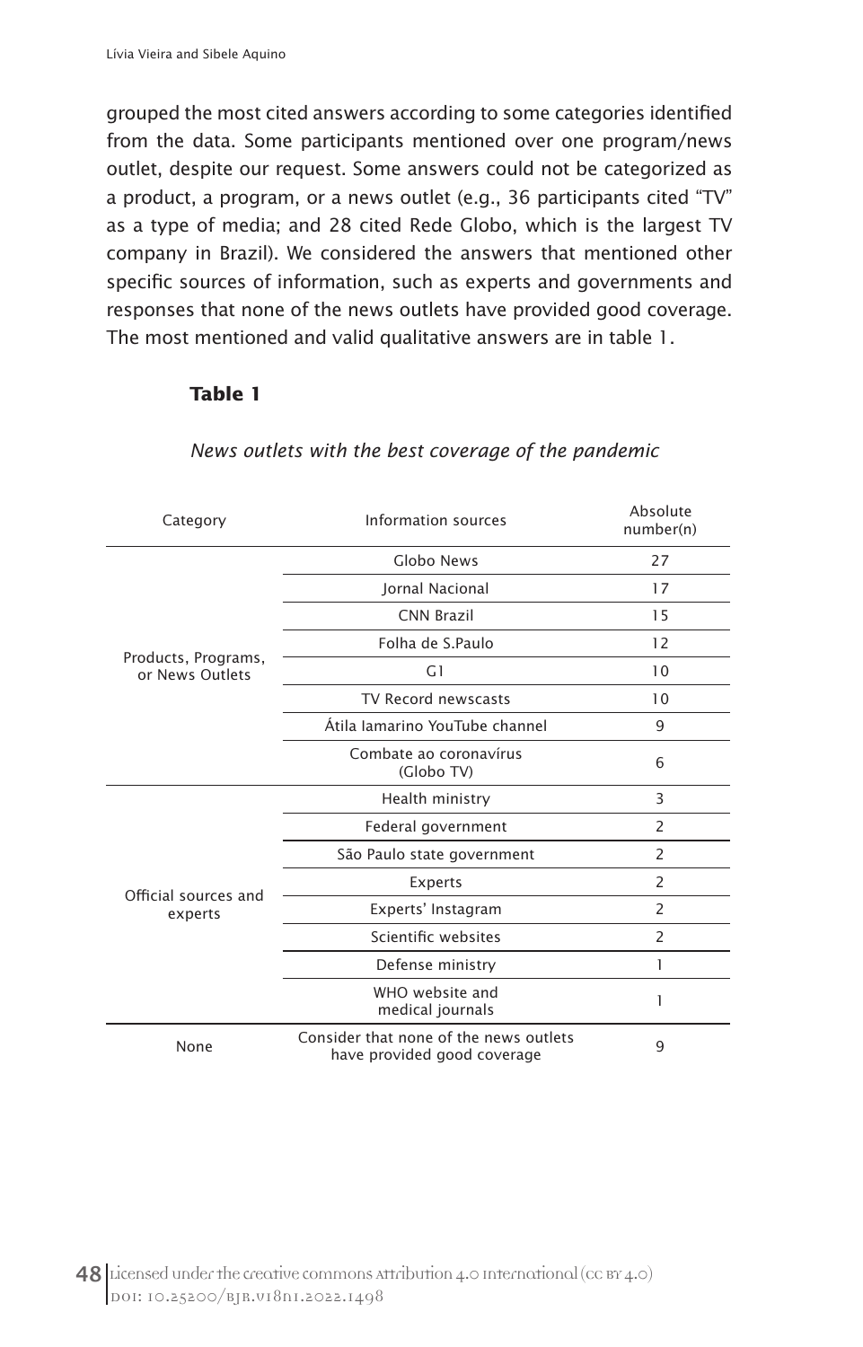grouped the most cited answers according to some categories identified from the data. Some participants mentioned over one program/news outlet, despite our request. Some answers could not be categorized as a product, a program, or a news outlet (e.g., 36 participants cited "TV" as a type of media; and 28 cited Rede Globo, which is the largest TV company in Brazil). We considered the answers that mentioned other specific sources of information, such as experts and governments and responses that none of the news outlets have provided good coverage. The most mentioned and valid qualitative answers are in table 1.

**Table 1**

*News outlets with the best coverage of the pandemic*

| Category | Information sources | Absolute number(n) |
|---|---|---|
| Products, Programs, or News Outlets | Globo News | 27 |
| | Jornal Nacional | 17 |
| | CNN Brazil | 15 |
| | Folha de S.Paulo | 12 |
| | G1 | 10 |
| | TV Record newscasts | 10 |
| | Átila Iamarino YouTube channel | 9 |
| | Combate ao coronavírus (Globo TV) | 6 |
| Official sources and experts | Health ministry | 3 |
| | Federal government | 2 |
| | São Paulo state government | 2 |
| | Experts | 2 |
| | Experts' Instagram | 2 |
| | Scientific websites | 2 |
| | Defense ministry | 1 |
| | WHO website and medical journals | 1 |
| None | Consider that none of the news outlets have provided good coverage | 9 |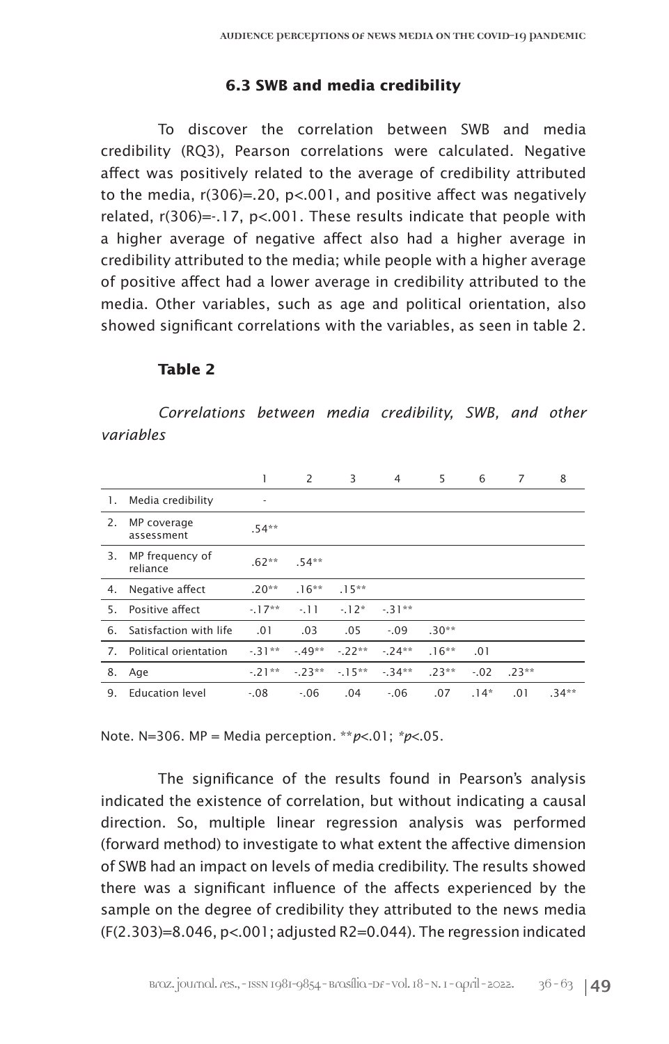### 6.3 SWB and media credibility

To discover the correlation between SWB and media credibility (RQ3), Pearson correlations were calculated. Negative affect was positively related to the average of credibility attributed to the media, r(306)=.20, p<.001, and positive affect was negatively related, r(306)=-.17, p<.001. These results indicate that people with a higher average of negative affect also had a higher average in credibility attributed to the media; while people with a higher average of positive affect had a lower average in credibility attributed to the media. Other variables, such as age and political orientation, also showed significant correlations with the variables, as seen in table 2.

**Table 2**

*Correlations between media credibility, SWB, and other variables*

| | | 1 | 2 | 3 | 4 | 5 | 6 | 7 | 8 |
|---|---|---|---|---|---|---|---|---|---|
| 1. | Media credibility | - | | | | | | | |
| 2. | MP coverage assessment | .54** | | | | | | | |
| 3. | MP frequency of reliance | .62** | .54** | | | | | | |
| 4. | Negative affect | .20** | .16** | .15** | | | | | |
| 5. | Positive affect | -.17** | -.11 | -.12* | -.31** | | | | |
| 6. | Satisfaction with life | .01 | .03 | .05 | -.09 | .30** | | | |
| 7. | Political orientation | -.31** | -.49** | -.22** | -.24** | .16** | .01 | | |
| 8. | Age | -.21** | -.23** | -.15** | -.34** | .23** | -.02 | .23** | |
| 9. | Education level | -.08 | -.06 | .04 | -.06 | .07 | .14* | .01 | .34** |

Note. N=306. MP = Media perception. ***p*<.01; **p*<.05.

The significance of the results found in Pearson's analysis indicated the existence of correlation, but without indicating a causal direction. So, multiple linear regression analysis was performed (forward method) to investigate to what extent the affective dimension of SWB had an impact on levels of media credibility. The results showed there was a significant influence of the affects experienced by the sample on the degree of credibility they attributed to the news media (F(2.303)=8.046, p<.001; adjusted $R^2$=0.044). The regression indicated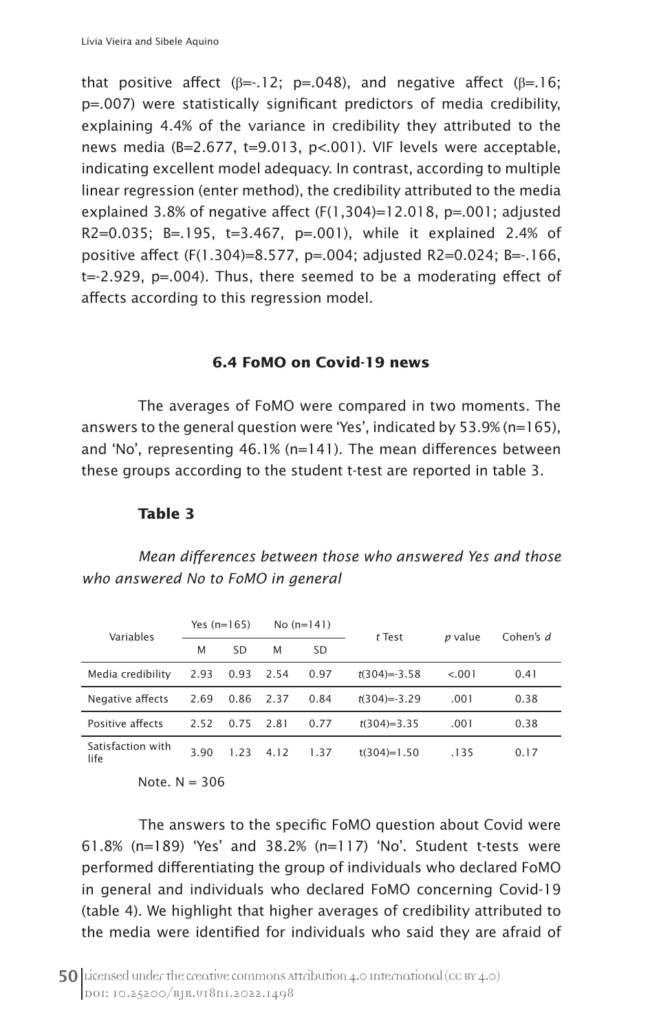that positive affect ($\beta$=-.12; p=.048), and negative affect ($\beta$=.16; p=.007) were statistically significant predictors of media credibility, explaining 4.4% of the variance in credibility they attributed to the news media (B=2.677, t=9.013, p<.001). VIF levels were acceptable, indicating excellent model adequacy. In contrast, according to multiple linear regression (enter method), the credibility attributed to the media explained 3.8% of negative affect (F(1,304)=12.018, p=.001; adjusted $R^2$=0.035; B=.195, t=3.467, p=.001), while it explained 2.4% of positive affect (F(1.304)=8.577, p=.004; adjusted $R^2$=0.024; B=-.166, t=-2.929, p=.004). Thus, there seemed to be a moderating effect of affects according to this regression model.

### 6.4 FoMO on Covid-19 news

The averages of FoMO were compared in two moments. The answers to the general question were 'Yes', indicated by 53.9% (n=165), and 'No', representing 46.1% (n=141). The mean differences between these groups according to the student t-test are reported in table 3.

**Table 3**

*Mean differences between those who answered Yes and those who answered No to FoMO in general*

| Variables | Yes (n=165) | | No (n=141) | | *t* Test | *p* value | Cohen's *d* |
|---|---|---|---|---|---|---|---|
| | M | SD | M | SD | | | |
| Media credibility | 2.93 | 0.93 | 2.54 | 0.97 | *t*(304)=-3.58 | <.001 | 0.41 |
| Negative affects | 2.69 | 0.86 | 2.37 | 0.84 | *t*(304)=-3.29 | .001 | 0.38 |
| Positive affects | 2.52 | 0.75 | 2.81 | 0.77 | *t*(304)=3.35 | .001 | 0.38 |
| Satisfaction with life | 3.90 | 1.23 | 4.12 | 1.37 | t(304)=1.50 | .135 | 0.17 |

Note. N = 306

The answers to the specific FoMO question about Covid were 61.8% (n=189) 'Yes' and 38.2% (n=117) 'No'. Student t-tests were performed differentiating the group of individuals who declared FoMO in general and individuals who declared FoMO concerning Covid-19 (table 4). We highlight that higher averages of credibility attributed to the media were identified for individuals who said they are afraid of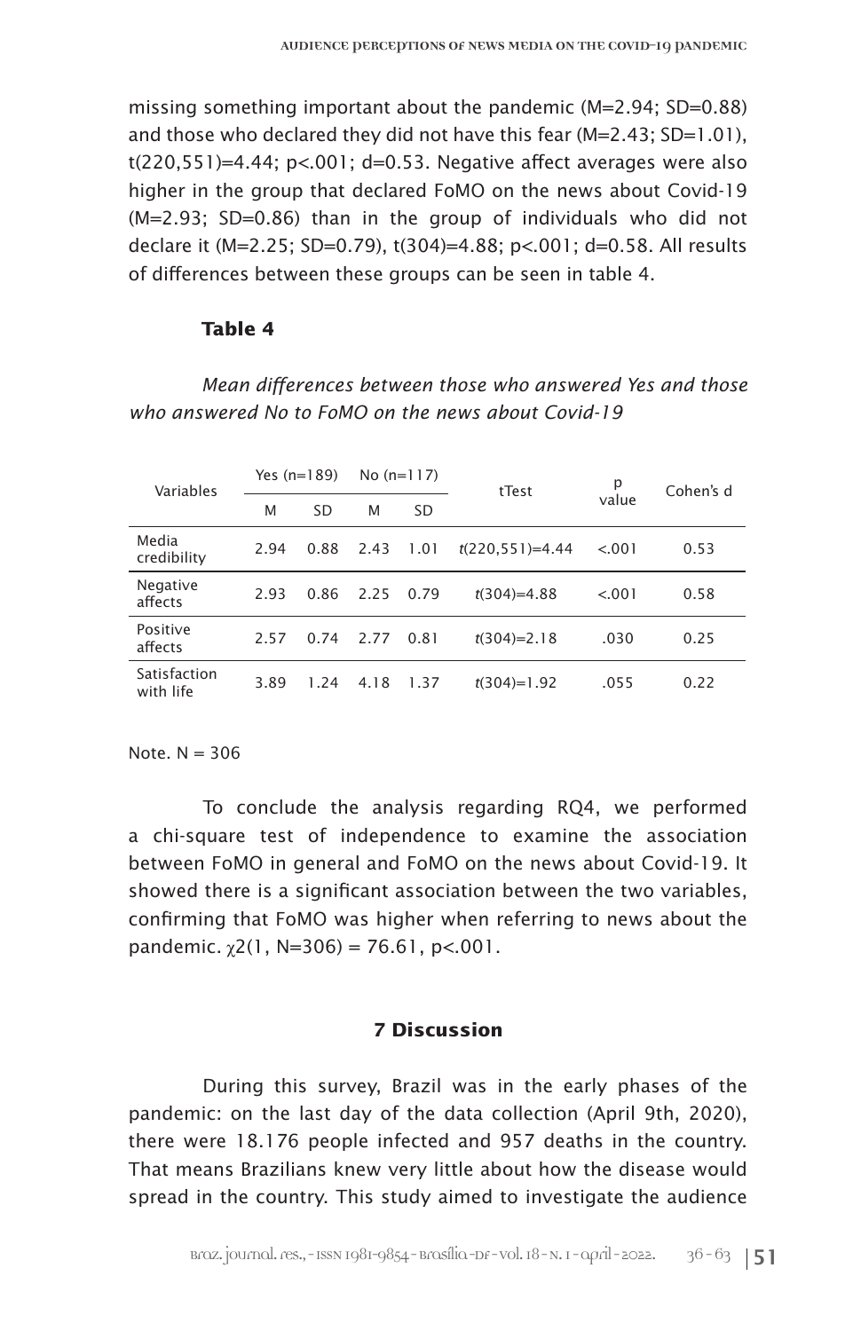missing something important about the pandemic (M=2.94; SD=0.88) and those who declared they did not have this fear (M=2.43; SD=1.01), t(220,551)=4.44; p<.001; d=0.53. Negative affect averages were also higher in the group that declared FoMO on the news about Covid-19 (M=2.93; SD=0.86) than in the group of individuals who did not declare it (M=2.25; SD=0.79), t(304)=4.88; p<.001; d=0.58. All results of differences between these groups can be seen in table 4.

**Table 4**

*Mean differences between those who answered Yes and those who answered No to FoMO on the news about Covid-19*

| Variables | Yes (n=189) | | No (n=117) | | tTest | p value | Cohen's d |
|---|---|---|---|---|---|---|---|
| | M | SD | M | SD | | | |
| Media credibility | 2.94 | 0.88 | 2.43 | 1.01 | *t*(220,551)=4.44 | <.001 | 0.53 |
| Negative affects | 2.93 | 0.86 | 2.25 | 0.79 | *t*(304)=4.88 | <.001 | 0.58 |
| Positive affects | 2.57 | 0.74 | 2.77 | 0.81 | *t*(304)=2.18 | .030 | 0.25 |
| Satisfaction with life | 3.89 | 1.24 | 4.18 | 1.37 | *t*(304)=1.92 | .055 | 0.22 |

Note. N = 306

To conclude the analysis regarding RQ4, we performed a chi-square test of independence to examine the association between FoMO in general and FoMO on the news about Covid-19. It showed there is a significant association between the two variables, confirming that FoMO was higher when referring to news about the pandemic. $\chi 2(1, N=306) = 76.61, p<.001$.

## 7 Discussion

During this survey, Brazil was in the early phases of the pandemic: on the last day of the data collection (April 9th, 2020), there were 18.176 people infected and 957 deaths in the country. That means Brazilians knew very little about how the disease would spread in the country. This study aimed to investigate the audience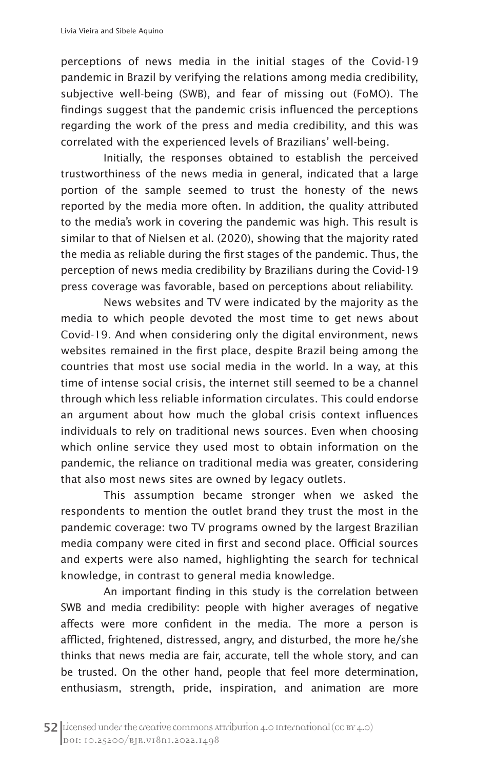perceptions of news media in the initial stages of the Covid-19 pandemic in Brazil by verifying the relations among media credibility, subjective well-being (SWB), and fear of missing out (FoMO). The findings suggest that the pandemic crisis influenced the perceptions regarding the work of the press and media credibility, and this was correlated with the experienced levels of Brazilians' well-being.

Initially, the responses obtained to establish the perceived trustworthiness of the news media in general, indicated that a large portion of the sample seemed to trust the honesty of the news reported by the media more often. In addition, the quality attributed to the media's work in covering the pandemic was high. This result is similar to that of Nielsen et al. (2020), showing that the majority rated the media as reliable during the first stages of the pandemic. Thus, the perception of news media credibility by Brazilians during the Covid-19 press coverage was favorable, based on perceptions about reliability.

News websites and TV were indicated by the majority as the media to which people devoted the most time to get news about Covid-19. And when considering only the digital environment, news websites remained in the first place, despite Brazil being among the countries that most use social media in the world. In a way, at this time of intense social crisis, the internet still seemed to be a channel through which less reliable information circulates. This could endorse an argument about how much the global crisis context influences individuals to rely on traditional news sources. Even when choosing which online service they used most to obtain information on the pandemic, the reliance on traditional media was greater, considering that also most news sites are owned by legacy outlets.

This assumption became stronger when we asked the respondents to mention the outlet brand they trust the most in the pandemic coverage: two TV programs owned by the largest Brazilian media company were cited in first and second place. Official sources and experts were also named, highlighting the search for technical knowledge, in contrast to general media knowledge.

An important finding in this study is the correlation between SWB and media credibility: people with higher averages of negative affects were more confident in the media. The more a person is afflicted, frightened, distressed, angry, and disturbed, the more he/she thinks that news media are fair, accurate, tell the whole story, and can be trusted. On the other hand, people that feel more determination, enthusiasm, strength, pride, inspiration, and animation are more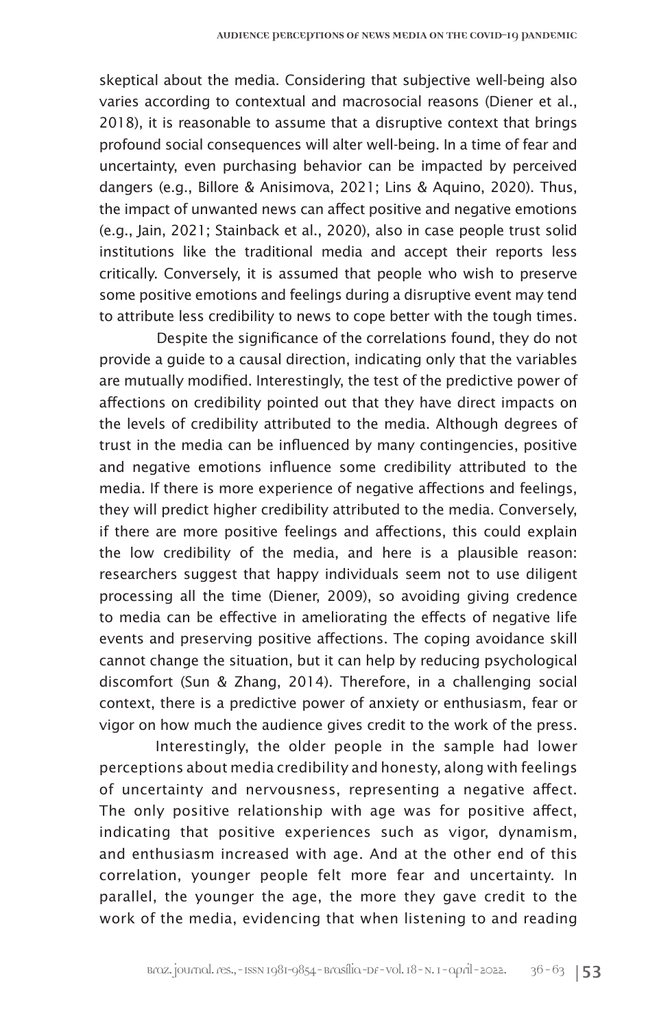skeptical about the media. Considering that subjective well-being also varies according to contextual and macrosocial reasons (Diener et al., 2018), it is reasonable to assume that a disruptive context that brings profound social consequences will alter well-being. In a time of fear and uncertainty, even purchasing behavior can be impacted by perceived dangers (e.g., Billore & Anisimova, 2021; Lins & Aquino, 2020). Thus, the impact of unwanted news can affect positive and negative emotions (e.g., Jain, 2021; Stainback et al., 2020), also in case people trust solid institutions like the traditional media and accept their reports less critically. Conversely, it is assumed that people who wish to preserve some positive emotions and feelings during a disruptive event may tend to attribute less credibility to news to cope better with the tough times.

Despite the significance of the correlations found, they do not provide a guide to a causal direction, indicating only that the variables are mutually modified. Interestingly, the test of the predictive power of affections on credibility pointed out that they have direct impacts on the levels of credibility attributed to the media. Although degrees of trust in the media can be influenced by many contingencies, positive and negative emotions influence some credibility attributed to the media. If there is more experience of negative affections and feelings, they will predict higher credibility attributed to the media. Conversely, if there are more positive feelings and affections, this could explain the low credibility of the media, and here is a plausible reason: researchers suggest that happy individuals seem not to use diligent processing all the time (Diener, 2009), so avoiding giving credence to media can be effective in ameliorating the effects of negative life events and preserving positive affections. The coping avoidance skill cannot change the situation, but it can help by reducing psychological discomfort (Sun & Zhang, 2014). Therefore, in a challenging social context, there is a predictive power of anxiety or enthusiasm, fear or vigor on how much the audience gives credit to the work of the press.

Interestingly, the older people in the sample had lower perceptions about media credibility and honesty, along with feelings of uncertainty and nervousness, representing a negative affect. The only positive relationship with age was for positive affect, indicating that positive experiences such as vigor, dynamism, and enthusiasm increased with age. And at the other end of this correlation, younger people felt more fear and uncertainty. In parallel, the younger the age, the more they gave credit to the work of the media, evidencing that when listening to and reading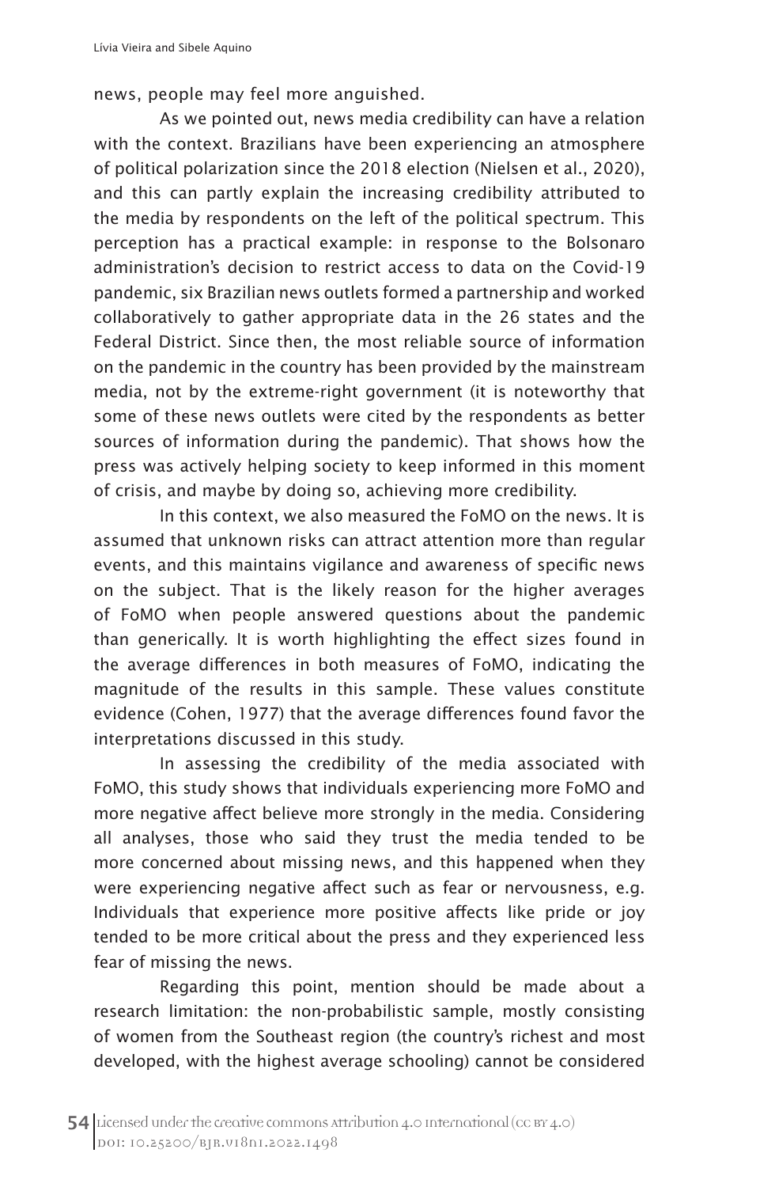news, people may feel more anguished.

As we pointed out, news media credibility can have a relation with the context. Brazilians have been experiencing an atmosphere of political polarization since the 2018 election (Nielsen et al., 2020), and this can partly explain the increasing credibility attributed to the media by respondents on the left of the political spectrum. This perception has a practical example: in response to the Bolsonaro administration's decision to restrict access to data on the Covid-19 pandemic, six Brazilian news outlets formed a partnership and worked collaboratively to gather appropriate data in the 26 states and the Federal District. Since then, the most reliable source of information on the pandemic in the country has been provided by the mainstream media, not by the extreme-right government (it is noteworthy that some of these news outlets were cited by the respondents as better sources of information during the pandemic). That shows how the press was actively helping society to keep informed in this moment of crisis, and maybe by doing so, achieving more credibility.

In this context, we also measured the FoMO on the news. It is assumed that unknown risks can attract attention more than regular events, and this maintains vigilance and awareness of specific news on the subject. That is the likely reason for the higher averages of FoMO when people answered questions about the pandemic than generically. It is worth highlighting the effect sizes found in the average differences in both measures of FoMO, indicating the magnitude of the results in this sample. These values constitute evidence (Cohen, 1977) that the average differences found favor the interpretations discussed in this study.

In assessing the credibility of the media associated with FoMO, this study shows that individuals experiencing more FoMO and more negative affect believe more strongly in the media. Considering all analyses, those who said they trust the media tended to be more concerned about missing news, and this happened when they were experiencing negative affect such as fear or nervousness, e.g. Individuals that experience more positive affects like pride or joy tended to be more critical about the press and they experienced less fear of missing the news.

Regarding this point, mention should be made about a research limitation: the non-probabilistic sample, mostly consisting of women from the Southeast region (the country's richest and most developed, with the highest average schooling) cannot be considered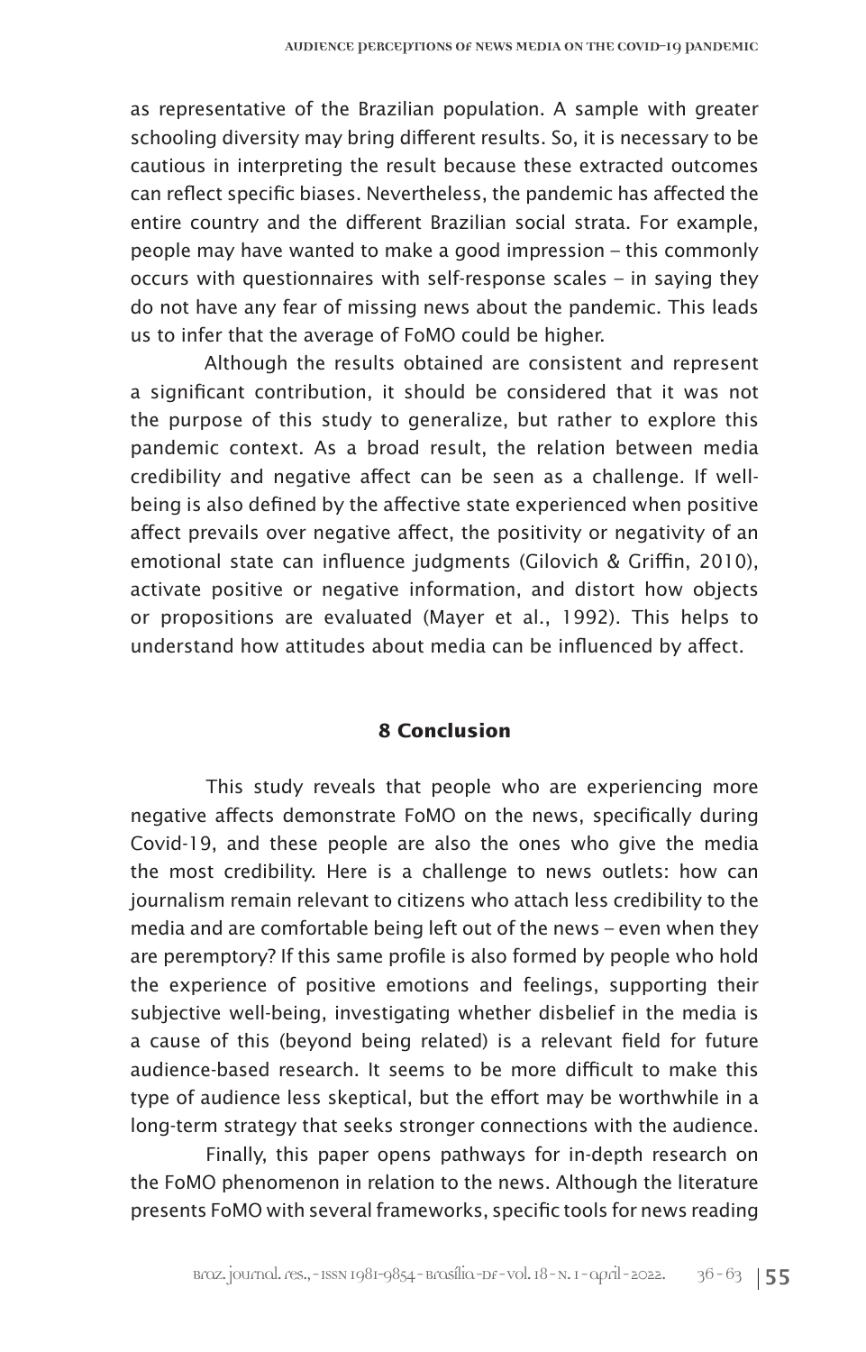as representative of the Brazilian population. A sample with greater schooling diversity may bring different results. So, it is necessary to be cautious in interpreting the result because these extracted outcomes can reflect specific biases. Nevertheless, the pandemic has affected the entire country and the different Brazilian social strata. For example, people may have wanted to make a good impression – this commonly occurs with questionnaires with self-response scales – in saying they do not have any fear of missing news about the pandemic. This leads us to infer that the average of FoMO could be higher.

Although the results obtained are consistent and represent a significant contribution, it should be considered that it was not the purpose of this study to generalize, but rather to explore this pandemic context. As a broad result, the relation between media credibility and negative affect can be seen as a challenge. If well-being is also defined by the affective state experienced when positive affect prevails over negative affect, the positivity or negativity of an emotional state can influence judgments (Gilovich & Griffin, 2010), activate positive or negative information, and distort how objects or propositions are evaluated (Mayer et al., 1992). This helps to understand how attitudes about media can be influenced by affect.

## 8 Conclusion

This study reveals that people who are experiencing more negative affects demonstrate FoMO on the news, specifically during Covid-19, and these people are also the ones who give the media the most credibility. Here is a challenge to news outlets: how can journalism remain relevant to citizens who attach less credibility to the media and are comfortable being left out of the news – even when they are peremptory? If this same profile is also formed by people who hold the experience of positive emotions and feelings, supporting their subjective well-being, investigating whether disbelief in the media is a cause of this (beyond being related) is a relevant field for future audience-based research. It seems to be more difficult to make this type of audience less skeptical, but the effort may be worthwhile in a long-term strategy that seeks stronger connections with the audience.

Finally, this paper opens pathways for in-depth research on the FoMO phenomenon in relation to the news. Although the literature presents FoMO with several frameworks, specific tools for news reading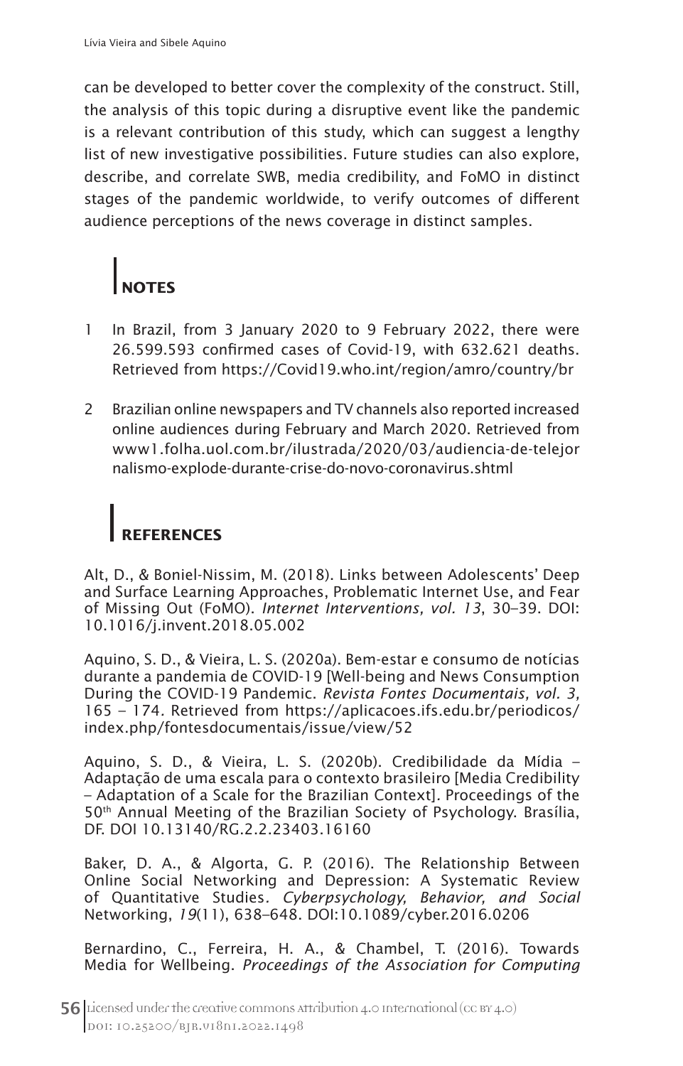can be developed to better cover the complexity of the construct. Still, the analysis of this topic during a disruptive event like the pandemic is a relevant contribution of this study, which can suggest a lengthy list of new investigative possibilities. Future studies can also explore, describe, and correlate SWB, media credibility, and FoMO in distinct stages of the pandemic worldwide, to verify outcomes of different audience perceptions of the news coverage in distinct samples.

## NOTES

1. In Brazil, from 3 January 2020 to 9 February 2022, there were 26.599.593 confirmed cases of Covid-19, with 632.621 deaths. Retrieved from https://Covid19.who.int/region/amro/country/br

2. Brazilian online newspapers and TV channels also reported increased online audiences during February and March 2020. Retrieved from www1.folha.uol.com.br/ilustrada/2020/03/audiencia-de-telejornalismo-explode-durante-crise-do-novo-coronavirus.shtml

## REFERENCES

Alt, D., & Boniel-Nissim, M. (2018). Links between Adolescents' Deep and Surface Learning Approaches, Problematic Internet Use, and Fear of Missing Out (FoMO). *Internet Interventions, vol. 13*, 30–39. DOI: 10.1016/j.invent.2018.05.002

Aquino, S. D., & Vieira, L. S. (2020a). Bem-estar e consumo de notícias durante a pandemia de COVID-19 [Well-being and News Consumption During the COVID-19 Pandemic. *Revista Fontes Documentais, vol. 3,* 165 – 174*.* Retrieved from https://aplicacoes.ifs.edu.br/periodicos/index.php/fontesdocumentais/issue/view/52

Aquino, S. D., & Vieira, L. S. (2020b). Credibilidade da Mídia – Adaptação de uma escala para o contexto brasileiro [Media Credibility – Adaptation of a Scale for the Brazilian Context]. Proceedings of the 50th Annual Meeting of the Brazilian Society of Psychology. Brasília, DF. DOI 10.13140/RG.2.2.23403.16160

Baker, D. A., & Algorta, G. P. (2016). The Relationship Between Online Social Networking and Depression: A Systematic Review of Quantitative Studies. *Cyberpsychology, Behavior, and Social* Networking, *19*(11), 638–648. DOI:10.1089/cyber.2016.0206

Bernardino, C., Ferreira, H. A., & Chambel, T. (2016). Towards Media for Wellbeing. *Proceedings of the Association for Computing*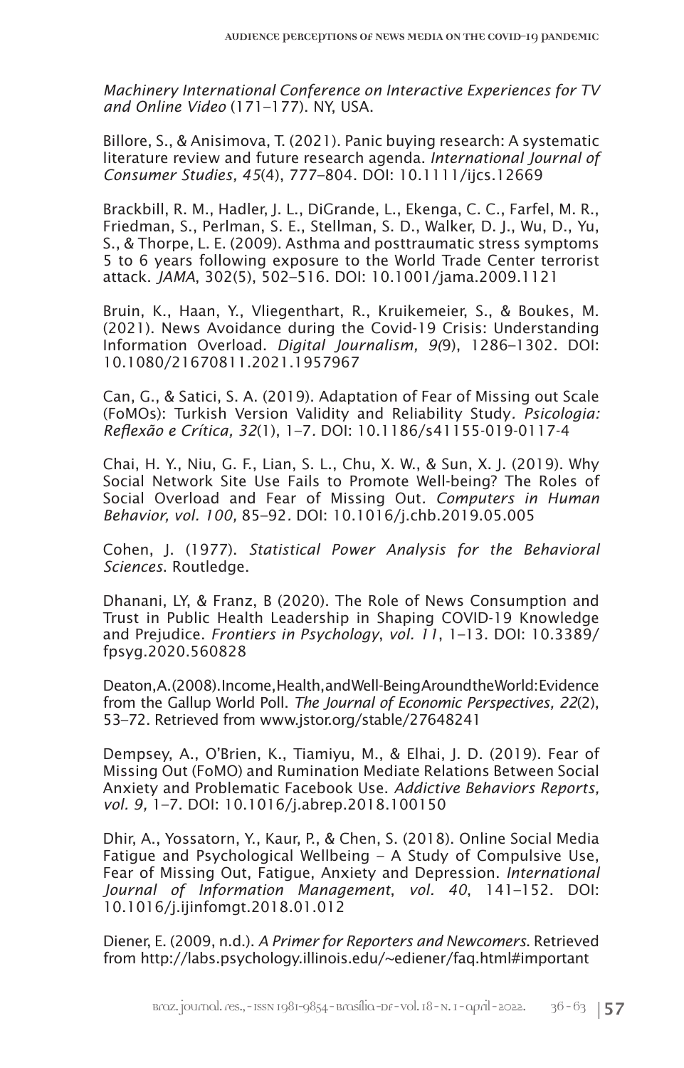*Machinery International Conference on Interactive Experiences for TV and Online Video* (171–177). NY, USA.

Billore, S., & Anisimova, T. (2021). Panic buying research: A systematic literature review and future research agenda. *International Journal of Consumer Studies, 45*(4), 777–804. DOI: 10.1111/ijcs.12669

Brackbill, R. M., Hadler, J. L., DiGrande, L., Ekenga, C. C., Farfel, M. R., Friedman, S., Perlman, S. E., Stellman, S. D., Walker, D. J., Wu, D., Yu, S., & Thorpe, L. E. (2009). Asthma and posttraumatic stress symptoms 5 to 6 years following exposure to the World Trade Center terrorist attack. *JAMA*, 302(5), 502–516. DOI: 10.1001/jama.2009.1121

Bruin, K., Haan, Y., Vliegenthart, R., Kruikemeier, S., & Boukes, M. (2021). News Avoidance during the Covid-19 Crisis: Understanding Information Overload. *Digital Journalism, 9(*9), 1286–1302. DOI: 10.1080/21670811.2021.1957967

Can, G., & Satici, S. A. (2019). Adaptation of Fear of Missing out Scale (FoMOs): Turkish Version Validity and Reliability Study. *Psicologia: Reflexão e Crítica, 32*(1), 1–7. DOI: 10.1186/s41155-019-0117-4

Chai, H. Y., Niu, G. F., Lian, S. L., Chu, X. W., & Sun, X. J. (2019). Why Social Network Site Use Fails to Promote Well-being? The Roles of Social Overload and Fear of Missing Out. *Computers in Human Behavior, vol. 100,* 85–92. DOI: 10.1016/j.chb.2019.05.005

Cohen, J. (1977). *Statistical Power Analysis for the Behavioral Sciences*. Routledge.

Dhanani, LY, & Franz, B (2020). The Role of News Consumption and Trust in Public Health Leadership in Shaping COVID-19 Knowledge and Prejudice. *Frontiers in Psychology*, *vol. 11*, 1–13. DOI: 10.3389/fpsyg.2020.560828

Deaton, A. (2008). Income, Health, and Well-Being Around the World: Evidence from the Gallup World Poll. *The Journal of Economic Perspectives, 22*(2), 53–72. Retrieved from www.jstor.org/stable/27648241

Dempsey, A., O'Brien, K., Tiamiyu, M., & Elhai, J. D. (2019). Fear of Missing Out (FoMO) and Rumination Mediate Relations Between Social Anxiety and Problematic Facebook Use. *Addictive Behaviors Reports, vol. 9,* 1–7. DOI: 10.1016/j.abrep.2018.100150

Dhir, A., Yossatorn, Y., Kaur, P., & Chen, S. (2018). Online Social Media Fatigue and Psychological Wellbeing – A Study of Compulsive Use, Fear of Missing Out, Fatigue, Anxiety and Depression. *International Journal of Information Management*, *vol. 40*, 141–152. DOI: 10.1016/j.ijinfomgt.2018.01.012

Diener, E. (2009, n.d.). *A Primer for Reporters and Newcomers*. Retrieved from http://labs.psychology.illinois.edu/~ediener/faq.html#important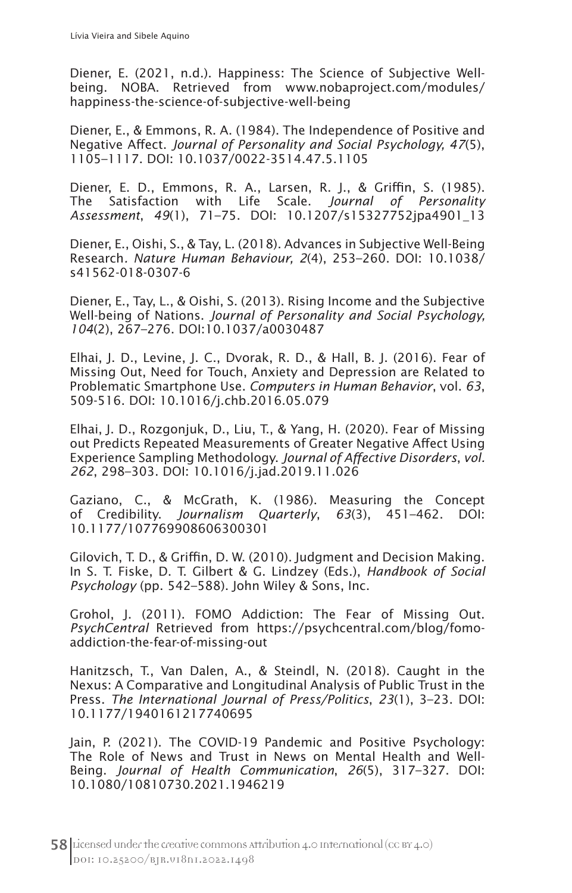Diener, E. (2021, n.d.). Happiness: The Science of Subjective Well-being. NOBA. Retrieved from www.nobaproject.com/modules/happiness-the-science-of-subjective-well-being

Diener, E., & Emmons, R. A. (1984). The Independence of Positive and Negative Affect. *Journal of Personality and Social Psychology, 47*(5), 1105–1117. DOI: 10.1037/0022-3514.47.5.1105

Diener, E. D., Emmons, R. A., Larsen, R. J., & Griffin, S. (1985). The Satisfaction with Life Scale. *Journal of Personality Assessment*, *49*(1), 71–75. DOI: 10.1207/s15327752jpa4901_13

Diener, E., Oishi, S., & Tay, L. (2018). Advances in Subjective Well-Being Research. *Nature Human Behaviour, 2*(4), 253–260. DOI: 10.1038/s41562-018-0307-6

Diener, E., Tay, L., & Oishi, S. (2013). Rising Income and the Subjective Well-being of Nations. *Journal of Personality and Social Psychology, 104*(2), 267–276. DOI:10.1037/a0030487

Elhai, J. D., Levine, J. C., Dvorak, R. D., & Hall, B. J. (2016). Fear of Missing Out, Need for Touch, Anxiety and Depression are Related to Problematic Smartphone Use. *Computers in Human Behavior*, vol. *63*, 509-516. DOI: 10.1016/j.chb.2016.05.079

Elhai, J. D., Rozgonjuk, D., Liu, T., & Yang, H. (2020). Fear of Missing out Predicts Repeated Measurements of Greater Negative Affect Using Experience Sampling Methodology. *Journal of Affective Disorders*, *vol. 262*, 298–303. DOI: 10.1016/j.jad.2019.11.026

Gaziano, C., & McGrath, K. (1986). Measuring the Concept of Credibility. *Journalism Quarterly*, *63*(3), 451–462. DOI: 10.1177/107769908606300301

Gilovich, T. D., & Griffin, D. W. (2010). Judgment and Decision Making. In S. T. Fiske, D. T. Gilbert & G. Lindzey (Eds.), *Handbook of Social Psychology* (pp. 542–588). John Wiley & Sons, Inc.

Grohol, J. (2011). FOMO Addiction: The Fear of Missing Out. *PsychCentral* Retrieved from https://psychcentral.com/blog/fomo-addiction-the-fear-of-missing-out

Hanitzsch, T., Van Dalen, A., & Steindl, N. (2018). Caught in the Nexus: A Comparative and Longitudinal Analysis of Public Trust in the Press. *The International Journal of Press/Politics*, *23*(1), 3–23. DOI: 10.1177/1940161217740695

Jain, P. (2021). The COVID-19 Pandemic and Positive Psychology: The Role of News and Trust in News on Mental Health and Well-Being. *Journal of Health Communication*, *26*(5), 317–327. DOI: 10.1080/10810730.2021.1946219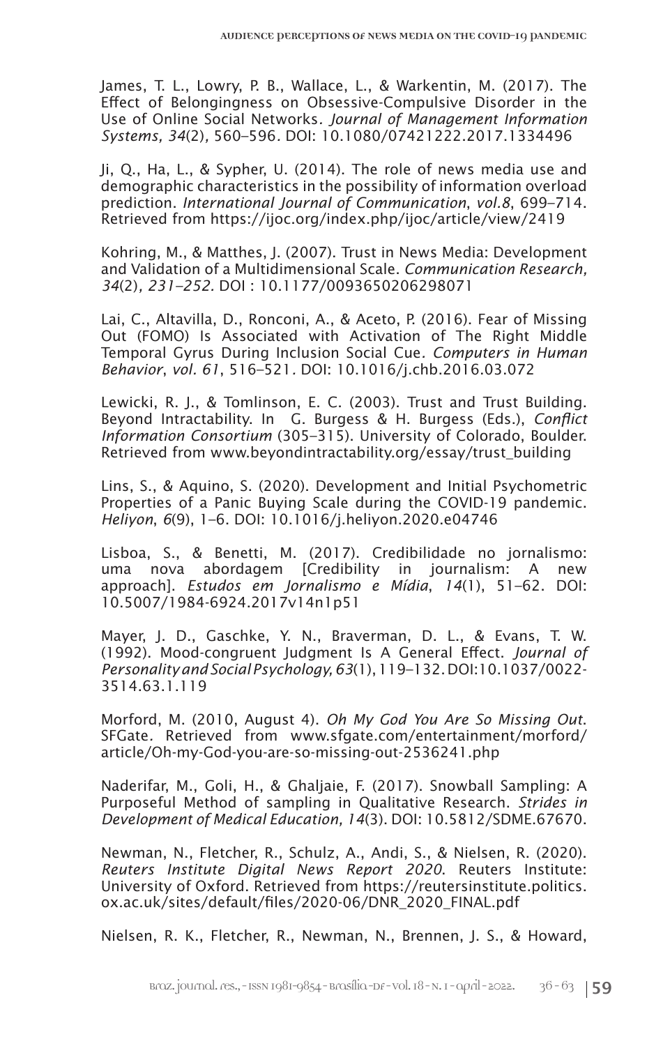James, T. L., Lowry, P. B., Wallace, L., & Warkentin, M. (2017). The Effect of Belongingness on Obsessive-Compulsive Disorder in the Use of Online Social Networks. *Journal of Management Information Systems, 34*(2), 560–596. DOI: 10.1080/07421222.2017.1334496

Ji, Q., Ha, L., & Sypher, U. (2014). The role of news media use and demographic characteristics in the possibility of information overload prediction. *International Journal of Communication*, *vol.8*, 699–714. Retrieved from https://ijoc.org/index.php/ijoc/article/view/2419

Kohring, M., & Matthes, J. (2007). Trust in News Media: Development and Validation of a Multidimensional Scale. *Communication Research, 34*(2)*, 231–252.* DOI : 10.1177/0093650206298071

Lai, C., Altavilla, D., Ronconi, A., & Aceto, P. (2016). Fear of Missing Out (FOMO) Is Associated with Activation of The Right Middle Temporal Gyrus During Inclusion Social Cue. *Computers in Human Behavior*, *vol. 61*, 516–521. DOI: 10.1016/j.chb.2016.03.072

Lewicki, R. J., & Tomlinson, E. C. (2003). Trust and Trust Building. Beyond Intractability. In G. Burgess & H. Burgess (Eds.), *Conflict Information Consortium* (305–315). University of Colorado, Boulder. Retrieved from www.beyondintractability.org/essay/trust_building

Lins, S., & Aquino, S. (2020). Development and Initial Psychometric Properties of a Panic Buying Scale during the COVID-19 pandemic. *Heliyon*, *6*(9), 1–6. DOI: 10.1016/j.heliyon.2020.e04746

Lisboa, S., & Benetti, M. (2017). Credibilidade no jornalismo: uma nova abordagem [Credibility in journalism: A new approach]. *Estudos em Jornalismo e Mídia*, *14*(1), 51–62. DOI: 10.5007/1984-6924.2017v14n1p51

Mayer, J. D., Gaschke, Y. N., Braverman, D. L., & Evans, T. W. (1992). Mood-congruent Judgment Is A General Effect. *Journal of Personality and Social Psychology, 63*(1), 119–132. DOI:10.1037/0022-3514.63.1.119

Morford, M. (2010, August 4). *Oh My God You Are So Missing Out*. SFGate. Retrieved from www.sfgate.com/entertainment/morford/article/Oh-my-God-you-are-so-missing-out-2536241.php

Naderifar, M., Goli, H., & Ghaljaie, F. (2017). Snowball Sampling: A Purposeful Method of sampling in Qualitative Research. *Strides in Development of Medical Education, 14*(3). DOI: 10.5812/SDME.67670.

Newman, N., Fletcher, R., Schulz, A., Andi, S., & Nielsen, R. (2020). *Reuters Institute Digital News Report 2020*. Reuters Institute: University of Oxford. Retrieved from https://reutersinstitute.politics.ox.ac.uk/sites/default/files/2020-06/DNR_2020_FINAL.pdf

Nielsen, R. K., Fletcher, R., Newman, N., Brennen, J. S., & Howard,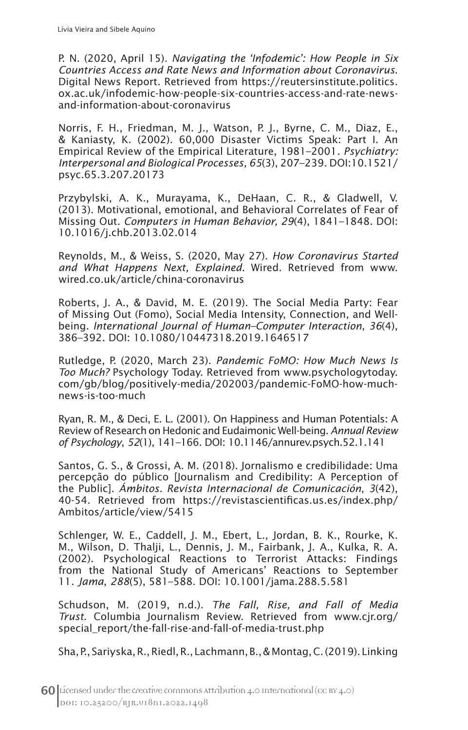P. N. (2020, April 15). *Navigating the 'Infodemic': How People in Six Countries Access and Rate News and Information about Coronavirus*. Digital News Report. Retrieved from https://reutersinstitute.politics.ox.ac.uk/infodemic-how-people-six-countries-access-and-rate-news-and-information-about-coronavirus

Norris, F. H., Friedman, M. J., Watson, P. J., Byrne, C. M., Diaz, E., & Kaniasty, K. (2002). 60,000 Disaster Victims Speak: Part I. An Empirical Review of the Empirical Literature, 1981–2001. *Psychiatry: Interpersonal and Biological Processes, 65*(3), 207–239. DOI:10.1521/psyc.65.3.207.20173

Przybylski, A. K., Murayama, K., DeHaan, C. R., & Gladwell, V. (2013). Motivational, emotional, and Behavioral Correlates of Fear of Missing Out. *Computers in Human Behavior, 29*(4), 1841–1848. DOI: 10.1016/j.chb.2013.02.014

Reynolds, M., & Weiss, S. (2020, May 27). *How Coronavirus Started and What Happens Next, Explained*. Wired. Retrieved from www.wired.co.uk/article/china-coronavirus

Roberts, J. A., & David, M. E. (2019). The Social Media Party: Fear of Missing Out (Fomo), Social Media Intensity, Connection, and Well-being. *International Journal of Human–Computer Interaction*, *36*(4), 386–392. DOI: 10.1080/10447318.2019.1646517

Rutledge, P. (2020, March 23). *Pandemic FoMO: How Much News Is Too Much?* Psychology Today. Retrieved from www.psychologytoday.com/gb/blog/positively-media/202003/pandemic-FoMO-how-much-news-is-too-much

Ryan, R. M., & Deci, E. L. (2001). On Happiness and Human Potentials: A Review of Research on Hedonic and Eudaimonic Well-being. *Annual Review of Psychology*, *52*(1), 141–166. DOI: 10.1146/annurev.psych.52.1.141

Santos, G. S., & Grossi, A. M. (2018). Jornalismo e credibilidade: Uma percepção do público [Journalism and Credibility: A Perception of the Public]. *Ámbitos. Revista Internacional de Comunicación*, *3*(42), 40-54. Retrieved from https://revistascientificas.us.es/index.php/Ambitos/article/view/5415

Schlenger, W. E., Caddell, J. M., Ebert, L., Jordan, B. K., Rourke, K. M., Wilson, D. Thalji, L., Dennis, J. M., Fairbank, J. A., Kulka, R. A. (2002). Psychological Reactions to Terrorist Attacks: Findings from the National Study of Americans' Reactions to September 11. *Jama*, *288*(5), 581–588. DOI: 10.1001/jama.288.5.581

Schudson, M. (2019, n.d.). *The Fall, Rise, and Fall of Media Trust*. Columbia Journalism Review. Retrieved from www.cjr.org/special_report/the-fall-rise-and-fall-of-media-trust.php

Sha, P., Sariyska, R., Riedl, R., Lachmann, B., & Montag, C. (2019). Linking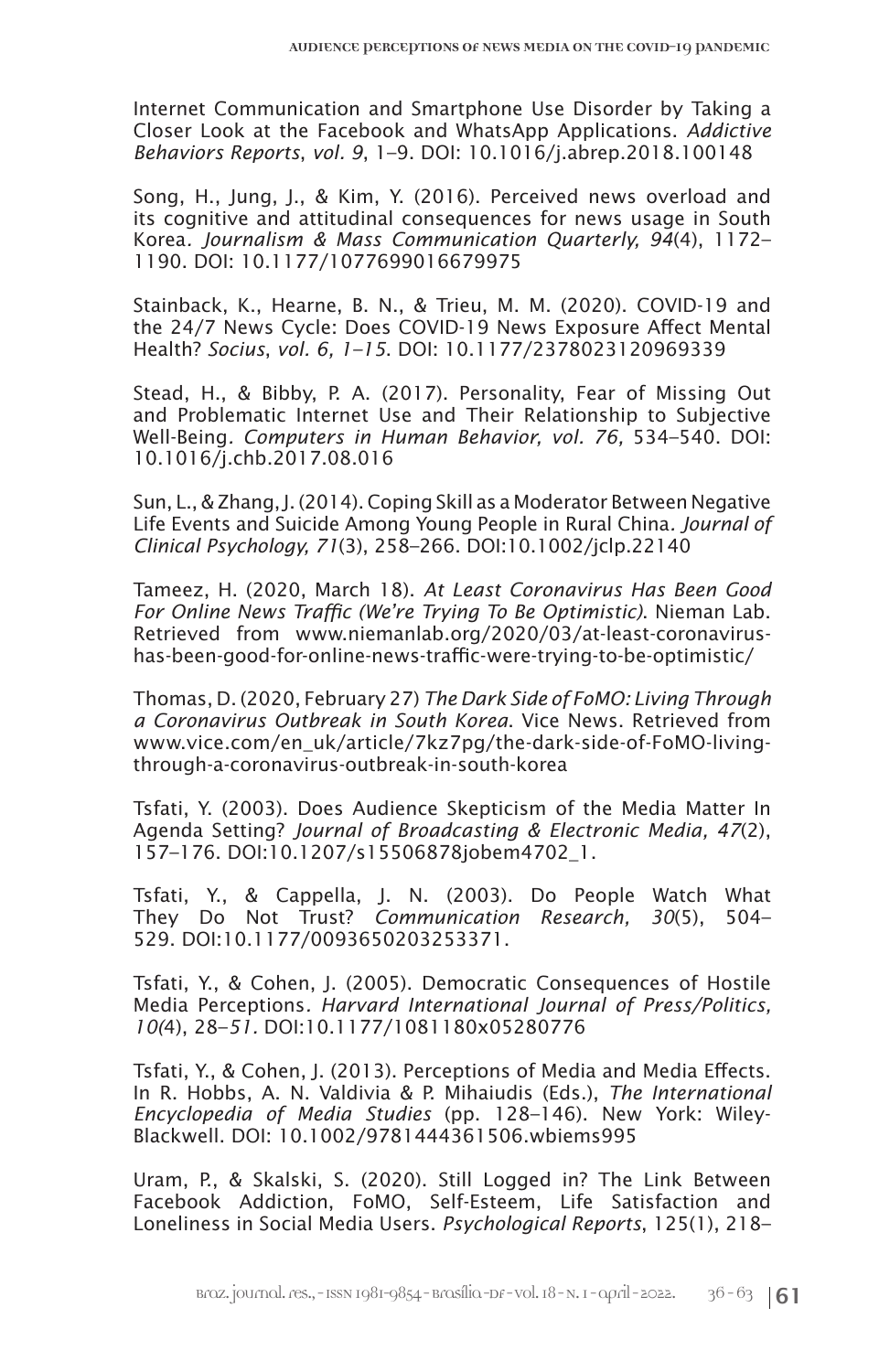Internet Communication and Smartphone Use Disorder by Taking a Closer Look at the Facebook and WhatsApp Applications. *Addictive Behaviors Reports*, *vol. 9*, 1–9. DOI: 10.1016/j.abrep.2018.100148

Song, H., Jung, J., & Kim, Y. (2016). Perceived news overload and its cognitive and attitudinal consequences for news usage in South Korea. *Journalism & Mass Communication Quarterly, 94*(4), 1172–1190. DOI: 10.1177/1077699016679975

Stainback, K., Hearne, B. N., & Trieu, M. M. (2020). COVID-19 and the 24/7 News Cycle: Does COVID-19 News Exposure Affect Mental Health? *Socius*, *vol. 6, 1–15*. DOI: 10.1177/2378023120969339

Stead, H., & Bibby, P. A. (2017). Personality, Fear of Missing Out and Problematic Internet Use and Their Relationship to Subjective Well-Being. *Computers in Human Behavior, vol. 76,* 534–540. DOI: 10.1016/j.chb.2017.08.016

Sun, L., & Zhang, J. (2014). Coping Skill as a Moderator Between Negative Life Events and Suicide Among Young People in Rural China. *Journal of Clinical Psychology, 71*(3), 258–266. DOI:10.1002/jclp.22140

Tameez, H. (2020, March 18). *At Least Coronavirus Has Been Good For Online News Traffic (We're Trying To Be Optimistic)*. Nieman Lab. Retrieved from www.niemanlab.org/2020/03/at-least-coronavirus-has-been-good-for-online-news-traffic-were-trying-to-be-optimistic/

Thomas, D. (2020, February 27) *The Dark Side of FoMO: Living Through a Coronavirus Outbreak in South Korea*. Vice News. Retrieved from www.vice.com/en_uk/article/7kz7pg/the-dark-side-of-FoMO-living-through-a-coronavirus-outbreak-in-south-korea

Tsfati, Y. (2003). Does Audience Skepticism of the Media Matter In Agenda Setting? *Journal of Broadcasting & Electronic Media, 47*(2), 157–176. DOI:10.1207/s15506878jobem4702_1.

Tsfati, Y., & Cappella, J. N. (2003). Do People Watch What They Do Not Trust? *Communication Research, 30*(5), 504–529. DOI:10.1177/0093650203253371.

Tsfati, Y., & Cohen, J. (2005). Democratic Consequences of Hostile Media Perceptions. *Harvard International Journal of Press/Politics, 10(*4), 28–*51.* DOI:10.1177/1081180x05280776

Tsfati, Y., & Cohen, J. (2013). Perceptions of Media and Media Effects. In R. Hobbs, A. N. Valdivia & P. Mihaiudis (Eds.), *The International Encyclopedia of Media Studies* (pp. 128–146). New York: Wiley-Blackwell. DOI: 10.1002/9781444361506.wbiems995

Uram, P., & Skalski, S. (2020). Still Logged in? The Link Between Facebook Addiction, FoMO, Self-Esteem, Life Satisfaction and Loneliness in Social Media Users. *Psychological Reports*, 125(1), 218–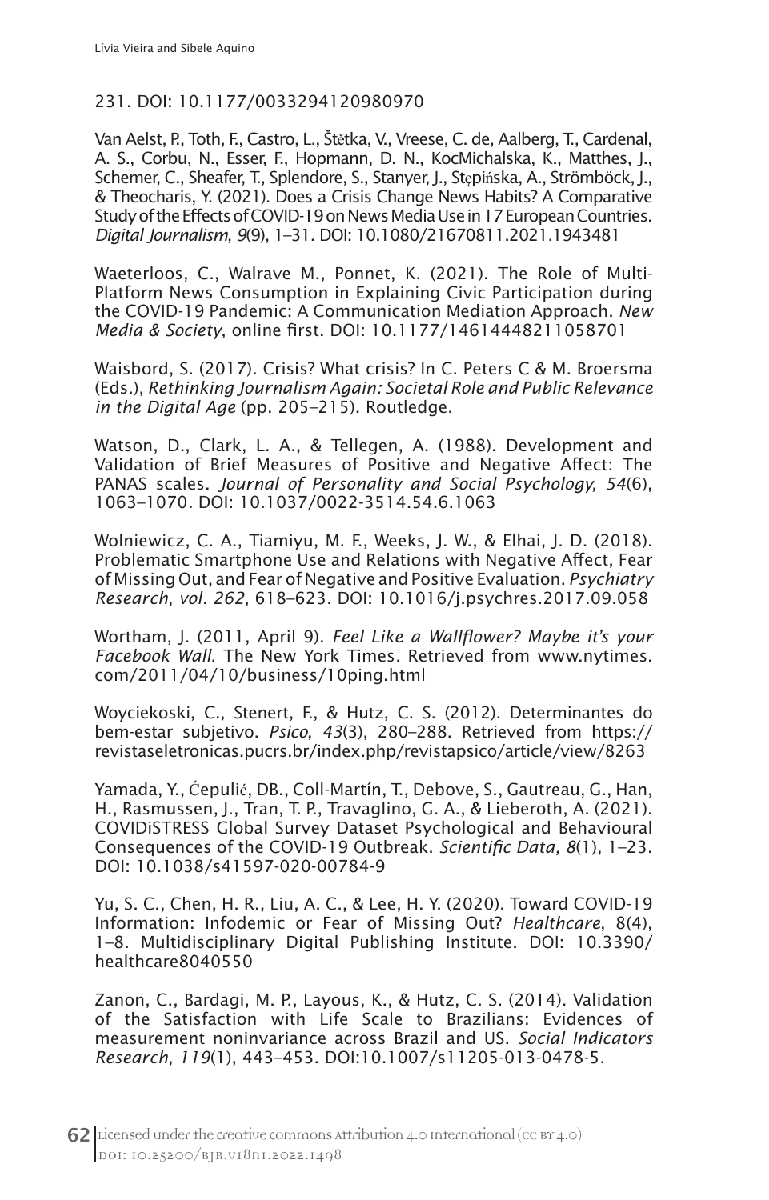231. DOI: 10.1177/0033294120980970

Van Aelst, P., Toth, F., Castro, L., Štětka, V., Vreese, C. de, Aalberg, T., Cardenal, A. S., Corbu, N., Esser, F., Hopmann, D. N., KocMichalska, K., Matthes, J., Schemer, C., Sheafer, T., Splendore, S., Stanyer, J., Stępińska, A., Strömböck, J., & Theocharis, Y. (2021). Does a Crisis Change News Habits? A Comparative Study of the Effects of COVID-19 on News Media Use in 17 European Countries. *Digital Journalism*, *9*(9), 1–31. DOI: 10.1080/21670811.2021.1943481

Waeterloos, C., Walrave M., Ponnet, K. (2021). The Role of Multi-Platform News Consumption in Explaining Civic Participation during the COVID-19 Pandemic: A Communication Mediation Approach. *New Media & Society*, online first. DOI: 10.1177/14614448211058701

Waisbord, S. (2017). Crisis? What crisis? In C. Peters C & M. Broersma (Eds.), *Rethinking Journalism Again: Societal Role and Public Relevance in the Digital Age* (pp. 205–215). Routledge.

Watson, D., Clark, L. A., & Tellegen, A. (1988). Development and Validation of Brief Measures of Positive and Negative Affect: The PANAS scales. *Journal of Personality and Social Psychology, 54*(6), 1063–1070. DOI: 10.1037/0022-3514.54.6.1063

Wolniewicz, C. A., Tiamiyu, M. F., Weeks, J. W., & Elhai, J. D. (2018). Problematic Smartphone Use and Relations with Negative Affect, Fear of Missing Out, and Fear of Negative and Positive Evaluation. *Psychiatry Research*, *vol. 262*, 618–623. DOI: 10.1016/j.psychres.2017.09.058

Wortham, J. (2011, April 9). *Feel Like a Wallflower? Maybe it's your Facebook Wall*. The New York Times. Retrieved from www.nytimes.com/2011/04/10/business/10ping.html

Woyciekoski, C., Stenert, F., & Hutz, C. S. (2012). Determinantes do bem-estar subjetivo. *Psico*, *43*(3), 280–288. Retrieved from https://revistaseletronicas.pucrs.br/index.php/revistapsico/article/view/8263

Yamada, Y., Ćepulić, DB., Coll-Martín, T., Debove, S., Gautreau, G., Han, H., Rasmussen, J., Tran, T. P., Travaglino, G. A., & Lieberoth, A. (2021). COVIDiSTRESS Global Survey Dataset Psychological and Behavioural Consequences of the COVID-19 Outbreak. *Scientific Data, 8*(1), 1–23. DOI: 10.1038/s41597-020-00784-9

Yu, S. C., Chen, H. R., Liu, A. C., & Lee, H. Y. (2020). Toward COVID-19 Information: Infodemic or Fear of Missing Out? *Healthcare*, 8(4), 1–8. Multidisciplinary Digital Publishing Institute. DOI: 10.3390/healthcare8040550

Zanon, C., Bardagi, M. P., Layous, K., & Hutz, C. S. (2014). Validation of the Satisfaction with Life Scale to Brazilians: Evidences of measurement noninvariance across Brazil and US. *Social Indicators Research*, *119*(1), 443–453. DOI:10.1007/s11205-013-0478-5.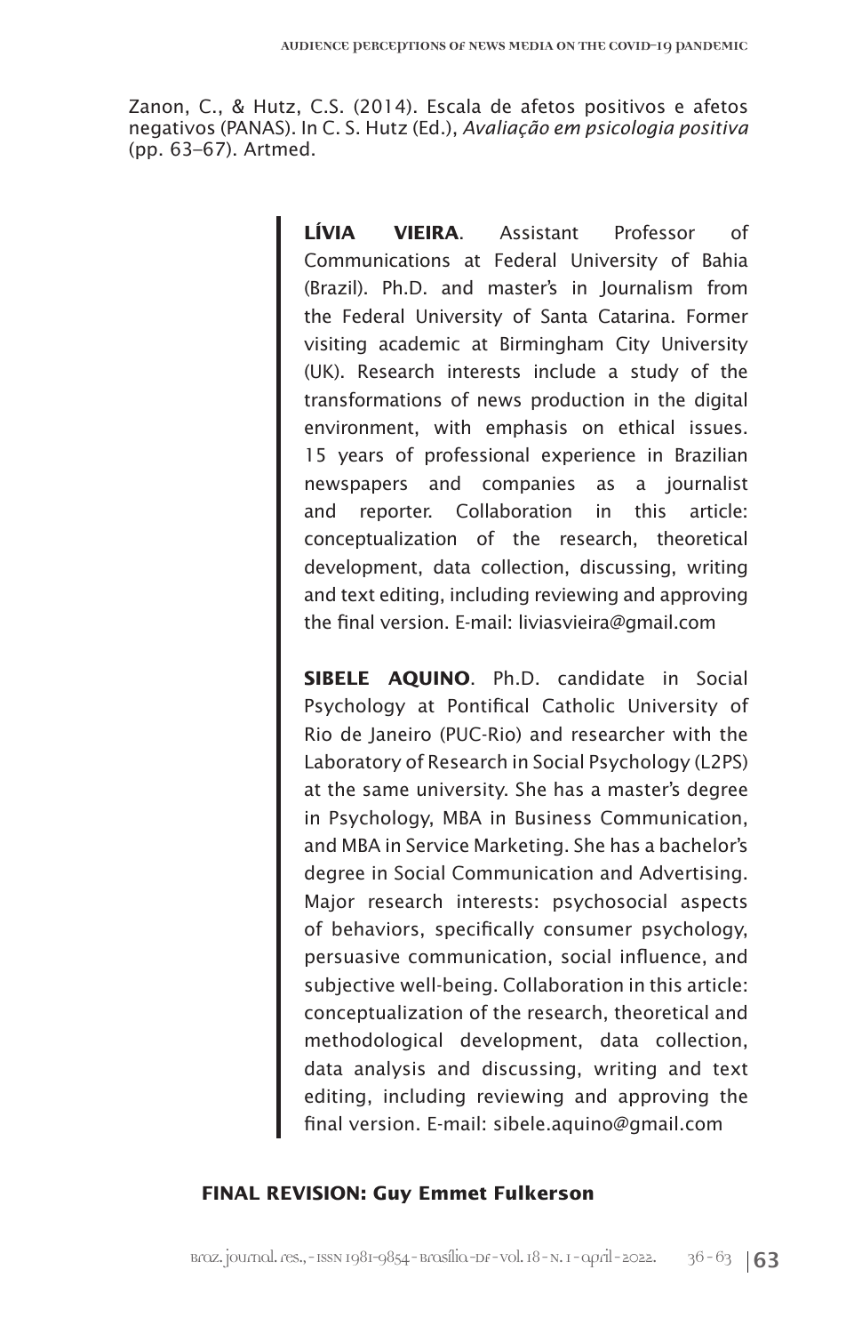Zanon, C., & Hutz, C.S. (2014). Escala de afetos positivos e afetos negativos (PANAS). In C. S. Hutz (Ed.), *Avaliação em psicologia positiva* (pp. 63–67). Artmed.

**LÍVIA VIEIRA**. Assistant Professor of Communications at Federal University of Bahia (Brazil). Ph.D. and master's in Journalism from the Federal University of Santa Catarina. Former visiting academic at Birmingham City University (UK). Research interests include a study of the transformations of news production in the digital environment, with emphasis on ethical issues. 15 years of professional experience in Brazilian newspapers and companies as a journalist and reporter. Collaboration in this article: conceptualization of the research, theoretical development, data collection, discussing, writing and text editing, including reviewing and approving the final version. E-mail: liviasvieira@gmail.com

**SIBELE AQUINO**. Ph.D. candidate in Social Psychology at Pontifical Catholic University of Rio de Janeiro (PUC-Rio) and researcher with the Laboratory of Research in Social Psychology (L2PS) at the same university. She has a master's degree in Psychology, MBA in Business Communication, and MBA in Service Marketing. She has a bachelor's degree in Social Communication and Advertising. Major research interests: psychosocial aspects of behaviors, specifically consumer psychology, persuasive communication, social influence, and subjective well-being. Collaboration in this article: conceptualization of the research, theoretical and methodological development, data collection, data analysis and discussing, writing and text editing, including reviewing and approving the final version. E-mail: sibele.aquino@gmail.com

**FINAL REVISION: Guy Emmet Fulkerson**